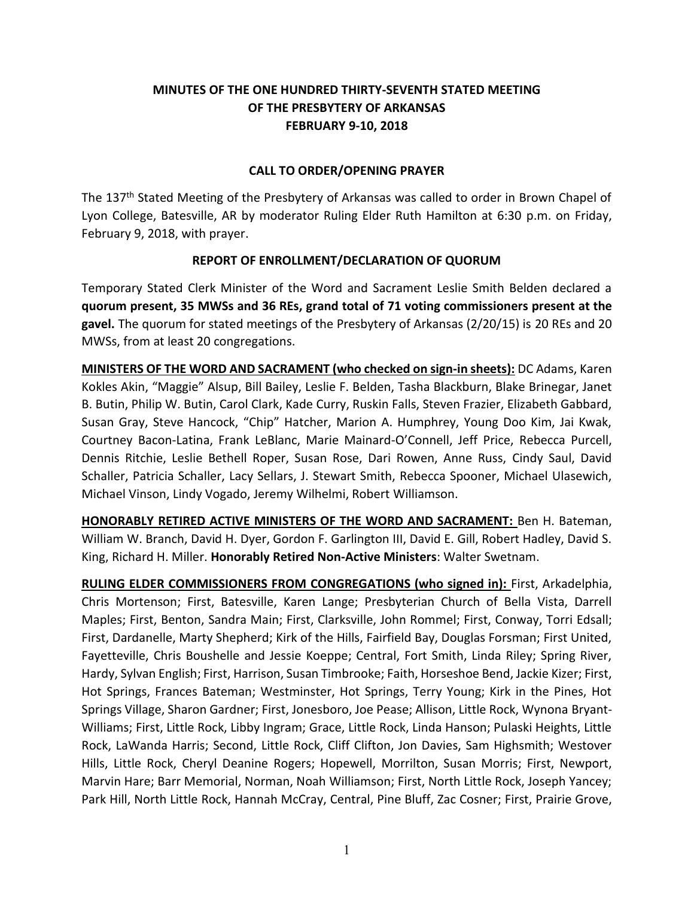# MINUTES OF THE ONE HUNDRED THIRTY-SEVENTH STATED MEETING OF THE PRESBYTERY OF ARKANSAS FEBRUARY 9-10, 2018

## CALL TO ORDER/OPENING PRAYER

The 137th Stated Meeting of the Presbytery of Arkansas was called to order in Brown Chapel of Lyon College, Batesville, AR by moderator Ruling Elder Ruth Hamilton at 6:30 p.m. on Friday, February 9, 2018, with prayer.

## REPORT OF ENROLLMENT/DECLARATION OF QUORUM

Temporary Stated Clerk Minister of the Word and Sacrament Leslie Smith Belden declared a **quorum present, 35 MWSs and 36 REs, grand total of 71 voting commissioners present at the gavel.** The quorum for stated meetings of the Presbytery of Arkansas (2/20/15) is 20 REs and 20 MWSs, from at least 20 congregations.

**MINISTERS OF THE WORD AND SACRAMENT (who checked on sign-in sheets):** DC Adams, Karen Kokles Akin, "Maggie" Alsup, Bill Bailey, Leslie F. Belden, Tasha Blackburn, Blake Brinegar, Janet B. Butin, Philip W. Butin, Carol Clark, Kade Curry, Ruskin Falls, Steven Frazier, Elizabeth Gabbard, Susan Gray, Steve Hancock, "Chip" Hatcher, Marion A. Humphrey, Young Doo Kim, Jai Kwak, Courtney Bacon-Latina, Frank LeBlanc, Marie Mainard-O'Connell, Jeff Price, Rebecca Purcell, Dennis Ritchie, Leslie Bethell Roper, Susan Rose, Dari Rowen, Anne Russ, Cindy Saul, David Schaller, Patricia Schaller, Lacy Sellars, J. Stewart Smith, Rebecca Spooner, Michael Ulasewich, Michael Vinson, Lindy Vogado, Jeremy Wilhelmi, Robert Williamson.

**HONORABLY RETIRED ACTIVE MINISTERS OF THE WORD AND SACRAMENT:** Ben H. Bateman, William W. Branch, David H. Dyer, Gordon F. Garlington III, David E. Gill, Robert Hadley, David S. King, Richard H. Miller. **Honorably Retired Non-Active Ministers**: Walter Swetnam.

**RULING ELDER COMMISSIONERS FROM CONGREGATIONS (who signed in):** First, Arkadelphia, Chris Mortenson; First, Batesville, Karen Lange; Presbyterian Church of Bella Vista, Darrell Maples; First, Benton, Sandra Main; First, Clarksville, John Rommel; First, Conway, Torri Edsall; First, Dardanelle, Marty Shepherd; Kirk of the Hills, Fairfield Bay, Douglas Forsman; First United, Fayetteville, Chris Boushelle and Jessie Koeppe; Central, Fort Smith, Linda Riley; Spring River, Hardy, Sylvan English; First, Harrison, Susan Timbrooke; Faith, Horseshoe Bend, Jackie Kizer; First, Hot Springs, Frances Bateman; Westminster, Hot Springs, Terry Young; Kirk in the Pines, Hot Springs Village, Sharon Gardner; First, Jonesboro, Joe Pease; Allison, Little Rock, Wynona Bryant-Williams; First, Little Rock, Libby Ingram; Grace, Little Rock, Linda Hanson; Pulaski Heights, Little Rock, LaWanda Harris; Second, Little Rock, Cliff Clifton, Jon Davies, Sam Highsmith; Westover Hills, Little Rock, Cheryl Deanine Rogers; Hopewell, Morrilton, Susan Morris; First, Newport, Marvin Hare; Barr Memorial, Norman, Noah Williamson; First, North Little Rock, Joseph Yancey; Park Hill, North Little Rock, Hannah McCray, Central, Pine Bluff, Zac Cosner; First, Prairie Grove,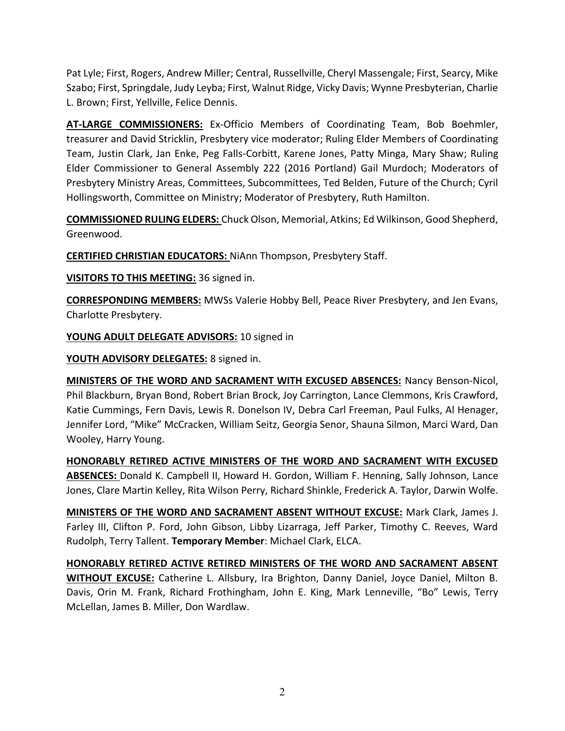Pat Lyle; First, Rogers, Andrew Miller; Central, Russellville, Cheryl Massengale; First, Searcy, Mike Szabo; First, Springdale, Judy Leyba; First, Walnut Ridge, Vicky Davis; Wynne Presbyterian, Charlie L. Brown; First, Yellville, Felice Dennis.

**AT-LARGE COMMISSIONERS:** Ex-Officio Members of Coordinating Team, Bob Boehmler, treasurer and David Stricklin, Presbytery vice moderator; Ruling Elder Members of Coordinating Team, Justin Clark, Jan Enke, Peg Falls-Corbitt, Karene Jones, Patty Minga, Mary Shaw; Ruling Elder Commissioner to General Assembly 222 (2016 Portland) Gail Murdoch; Moderators of Presbytery Ministry Areas, Committees, Subcommittees, Ted Belden, Future of the Church; Cyril Hollingsworth, Committee on Ministry; Moderator of Presbytery, Ruth Hamilton.

**COMMISSIONED RULING ELDERS:** Chuck Olson, Memorial, Atkins; Ed Wilkinson, Good Shepherd, Greenwood.

**CERTIFIED CHRISTIAN EDUCATORS:** NiAnn Thompson, Presbytery Staff.

**VISITORS TO THIS MEETING:** 36 signed in.

**CORRESPONDING MEMBERS:** MWSs Valerie Hobby Bell, Peace River Presbytery, and Jen Evans, Charlotte Presbytery.

**YOUNG ADULT DELEGATE ADVISORS:** 10 signed in

**YOUTH ADVISORY DELEGATES:** 8 signed in.

**MINISTERS OF THE WORD AND SACRAMENT WITH EXCUSED ABSENCES:** Nancy Benson-Nicol, Phil Blackburn, Bryan Bond, Robert Brian Brock, Joy Carrington, Lance Clemmons, Kris Crawford, Katie Cummings, Fern Davis, Lewis R. Donelson IV, Debra Carl Freeman, Paul Fulks, Al Henager, Jennifer Lord, "Mike" McCracken, William Seitz, Georgia Senor, Shauna Silmon, Marci Ward, Dan Wooley, Harry Young.

**HONORABLY RETIRED ACTIVE MINISTERS OF THE WORD AND SACRAMENT WITH EXCUSED ABSENCES:** Donald K. Campbell II, Howard H. Gordon, William F. Henning, Sally Johnson, Lance Jones, Clare Martin Kelley, Rita Wilson Perry, Richard Shinkle, Frederick A. Taylor, Darwin Wolfe.

**MINISTERS OF THE WORD AND SACRAMENT ABSENT WITHOUT EXCUSE:** Mark Clark, James J. Farley III, Clifton P. Ford, John Gibson, Libby Lizarraga, Jeff Parker, Timothy C. Reeves, Ward Rudolph, Terry Tallent. **Temporary Member**: Michael Clark, ELCA.

**HONORABLY RETIRED ACTIVE RETIRED MINISTERS OF THE WORD AND SACRAMENT ABSENT WITHOUT EXCUSE:** Catherine L. Allsbury, Ira Brighton, Danny Daniel, Joyce Daniel, Milton B. Davis, Orin M. Frank, Richard Frothingham, John E. King, Mark Lenneville, "Bo" Lewis, Terry McLellan, James B. Miller, Don Wardlaw.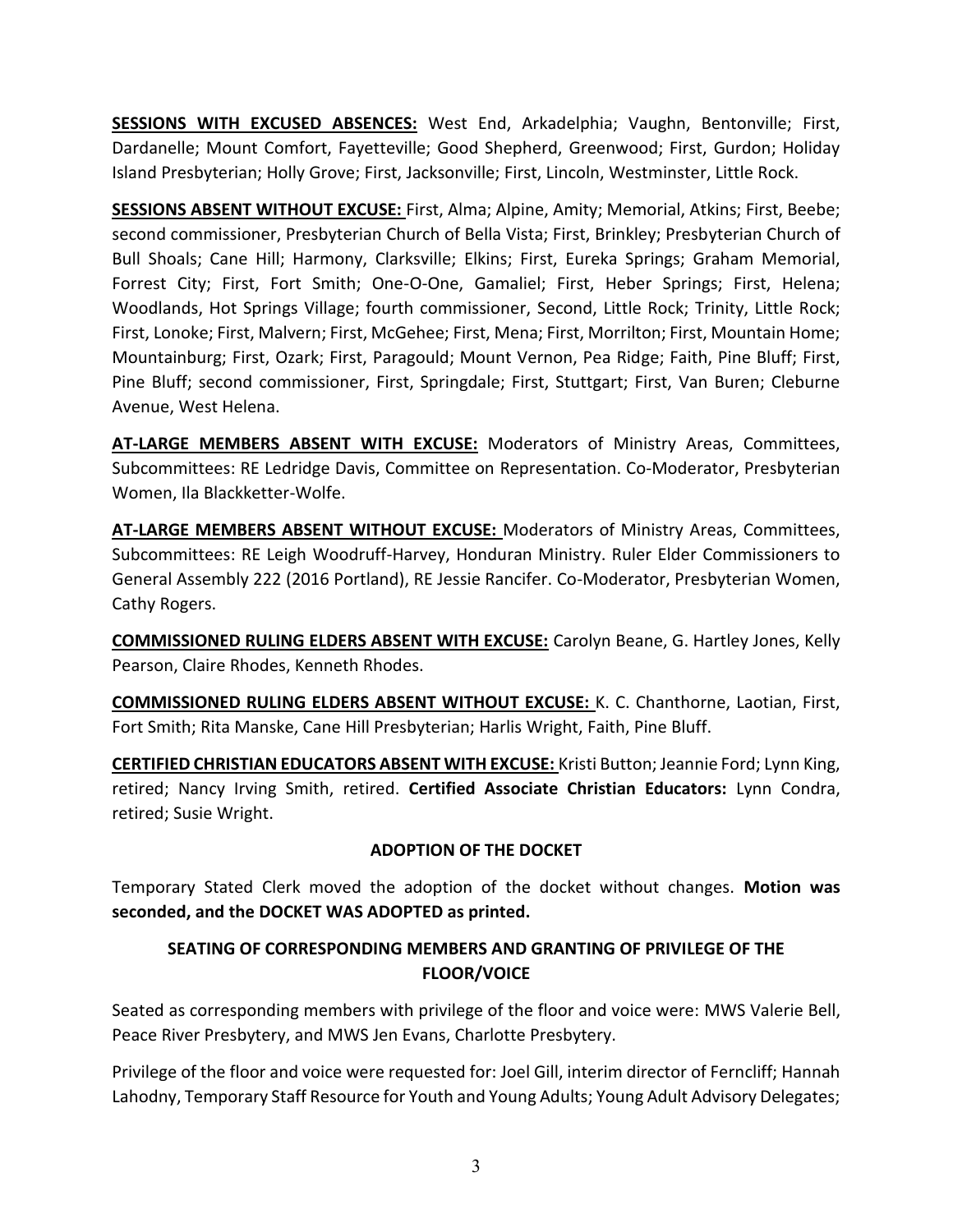**SESSIONS WITH EXCUSED ABSENCES:** West End, Arkadelphia; Vaughn, Bentonville; First, Dardanelle; Mount Comfort, Fayetteville; Good Shepherd, Greenwood; First, Gurdon; Holiday Island Presbyterian; Holly Grove; First, Jacksonville; First, Lincoln, Westminster, Little Rock.

**SESSIONS ABSENT WITHOUT EXCUSE:** First, Alma; Alpine, Amity; Memorial, Atkins; First, Beebe; second commissioner, Presbyterian Church of Bella Vista; First, Brinkley; Presbyterian Church of Bull Shoals; Cane Hill; Harmony, Clarksville; Elkins; First, Eureka Springs; Graham Memorial, Forrest City; First, Fort Smith; One-O-One, Gamaliel; First, Heber Springs; First, Helena; Woodlands, Hot Springs Village; fourth commissioner, Second, Little Rock; Trinity, Little Rock; First, Lonoke; First, Malvern; First, McGehee; First, Mena; First, Morrilton; First, Mountain Home; Mountainburg; First, Ozark; First, Paragould; Mount Vernon, Pea Ridge; Faith, Pine Bluff; First, Pine Bluff; second commissioner, First, Springdale; First, Stuttgart; First, Van Buren; Cleburne Avenue, West Helena.

**AT-LARGE MEMBERS ABSENT WITH EXCUSE:** Moderators of Ministry Areas, Committees, Subcommittees: RE Ledridge Davis, Committee on Representation. Co-Moderator, Presbyterian Women, Ila Blackketter-Wolfe.

**AT-LARGE MEMBERS ABSENT WITHOUT EXCUSE:** Moderators of Ministry Areas, Committees, Subcommittees: RE Leigh Woodruff-Harvey, Honduran Ministry. Ruler Elder Commissioners to General Assembly 222 (2016 Portland), RE Jessie Rancifer. Co-Moderator, Presbyterian Women, Cathy Rogers.

**COMMISSIONED RULING ELDERS ABSENT WITH EXCUSE:** Carolyn Beane, G. Hartley Jones, Kelly Pearson, Claire Rhodes, Kenneth Rhodes.

**COMMISSIONED RULING ELDERS ABSENT WITHOUT EXCUSE:** K. C. Chanthorne, Laotian, First, Fort Smith; Rita Manske, Cane Hill Presbyterian; Harlis Wright, Faith, Pine Bluff.

**CERTIFIED CHRISTIAN EDUCATORS ABSENT WITH EXCUSE:** Kristi Button; Jeannie Ford; Lynn King, retired; Nancy Irving Smith, retired. **Certified Associate Christian Educators:** Lynn Condra, retired; Susie Wright.

## ADOPTION OF THE DOCKET

Temporary Stated Clerk moved the adoption of the docket without changes. **Motion was seconded, and the DOCKET WAS ADOPTED as printed.**

## SEATING OF CORRESPONDING MEMBERS AND GRANTING OF PRIVILEGE OF THE FLOOR/VOICE

Seated as corresponding members with privilege of the floor and voice were: MWS Valerie Bell, Peace River Presbytery, and MWS Jen Evans, Charlotte Presbytery.

Privilege of the floor and voice were requested for: Joel Gill, interim director of Ferncliff; Hannah Lahodny, Temporary Staff Resource for Youth and Young Adults; Young Adult Advisory Delegates;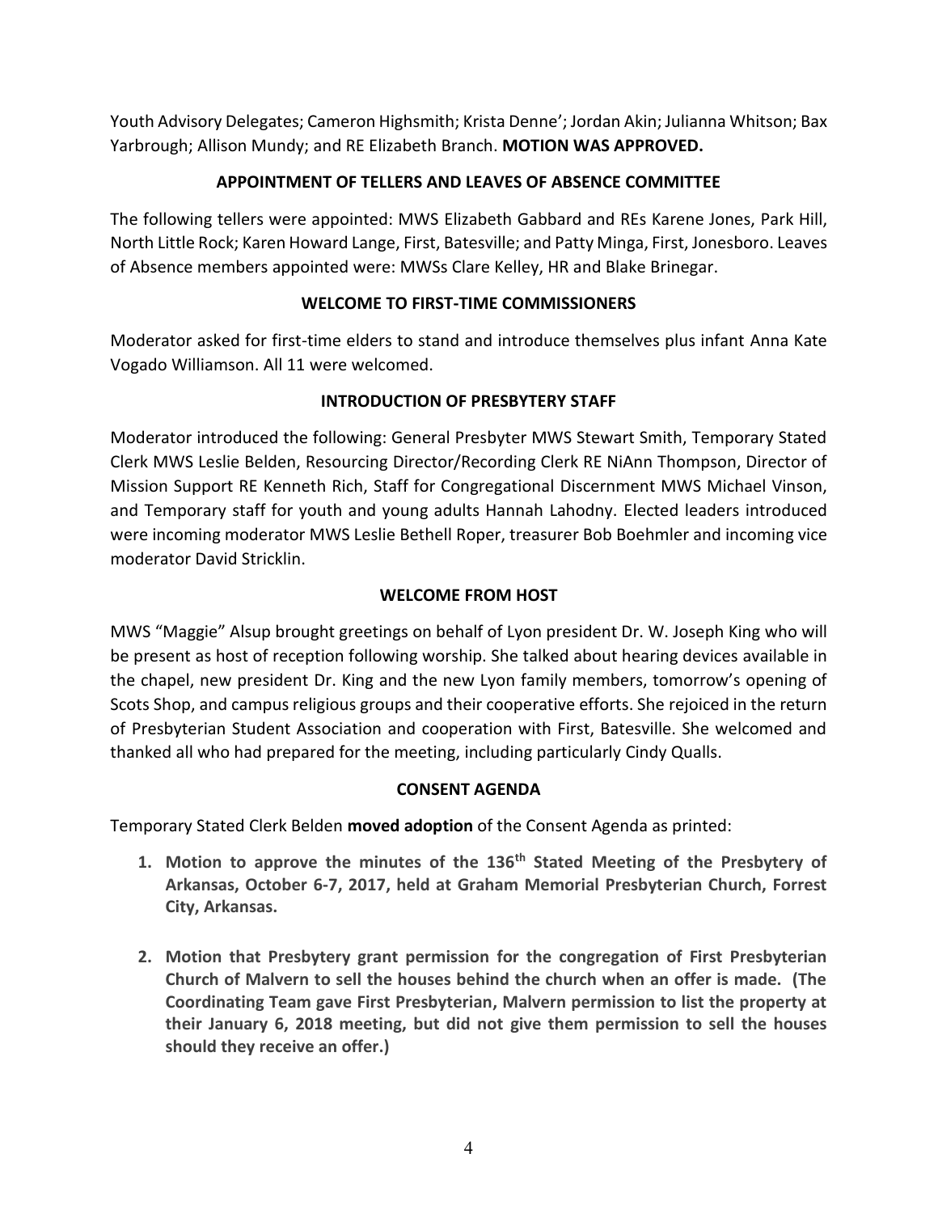Youth Advisory Delegates; Cameron Highsmith; Krista Denne'; Jordan Akin; Julianna Whitson; Bax Yarbrough; Allison Mundy; and RE Elizabeth Branch. **MOTION WAS APPROVED.**

## APPOINTMENT OF TELLERS AND LEAVES OF ABSENCE COMMITTEE

The following tellers were appointed: MWS Elizabeth Gabbard and REs Karene Jones, Park Hill, North Little Rock; Karen Howard Lange, First, Batesville; and Patty Minga, First, Jonesboro. Leaves of Absence members appointed were: MWSs Clare Kelley, HR and Blake Brinegar.

## WELCOME TO FIRST-TIME COMMISSIONERS

Moderator asked for first-time elders to stand and introduce themselves plus infant Anna Kate Vogado Williamson. All 11 were welcomed.

## INTRODUCTION OF PRESBYTERY STAFF

Moderator introduced the following: General Presbyter MWS Stewart Smith, Temporary Stated Clerk MWS Leslie Belden, Resourcing Director/Recording Clerk RE NiAnn Thompson, Director of Mission Support RE Kenneth Rich, Staff for Congregational Discernment MWS Michael Vinson, and Temporary staff for youth and young adults Hannah Lahodny. Elected leaders introduced were incoming moderator MWS Leslie Bethell Roper, treasurer Bob Boehmler and incoming vice moderator David Stricklin.

## WELCOME FROM HOST

MWS "Maggie" Alsup brought greetings on behalf of Lyon president Dr. W. Joseph King who will be present as host of reception following worship. She talked about hearing devices available in the chapel, new president Dr. King and the new Lyon family members, tomorrow's opening of Scots Shop, and campus religious groups and their cooperative efforts. She rejoiced in the return of Presbyterian Student Association and cooperation with First, Batesville. She welcomed and thanked all who had prepared for the meeting, including particularly Cindy Qualls.

## CONSENT AGENDA

Temporary Stated Clerk Belden **moved adoption** of the Consent Agenda as printed:

1. **Motion to approve the minutes of the 136th Stated Meeting of the Presbytery of Arkansas, October 6-7, 2017, held at Graham Memorial Presbyterian Church, Forrest City, Arkansas.**

2. **Motion that Presbytery grant permission for the congregation of First Presbyterian Church of Malvern to sell the houses behind the church when an offer is made. (The Coordinating Team gave First Presbyterian, Malvern permission to list the property at their January 6, 2018 meeting, but did not give them permission to sell the houses should they receive an offer.)**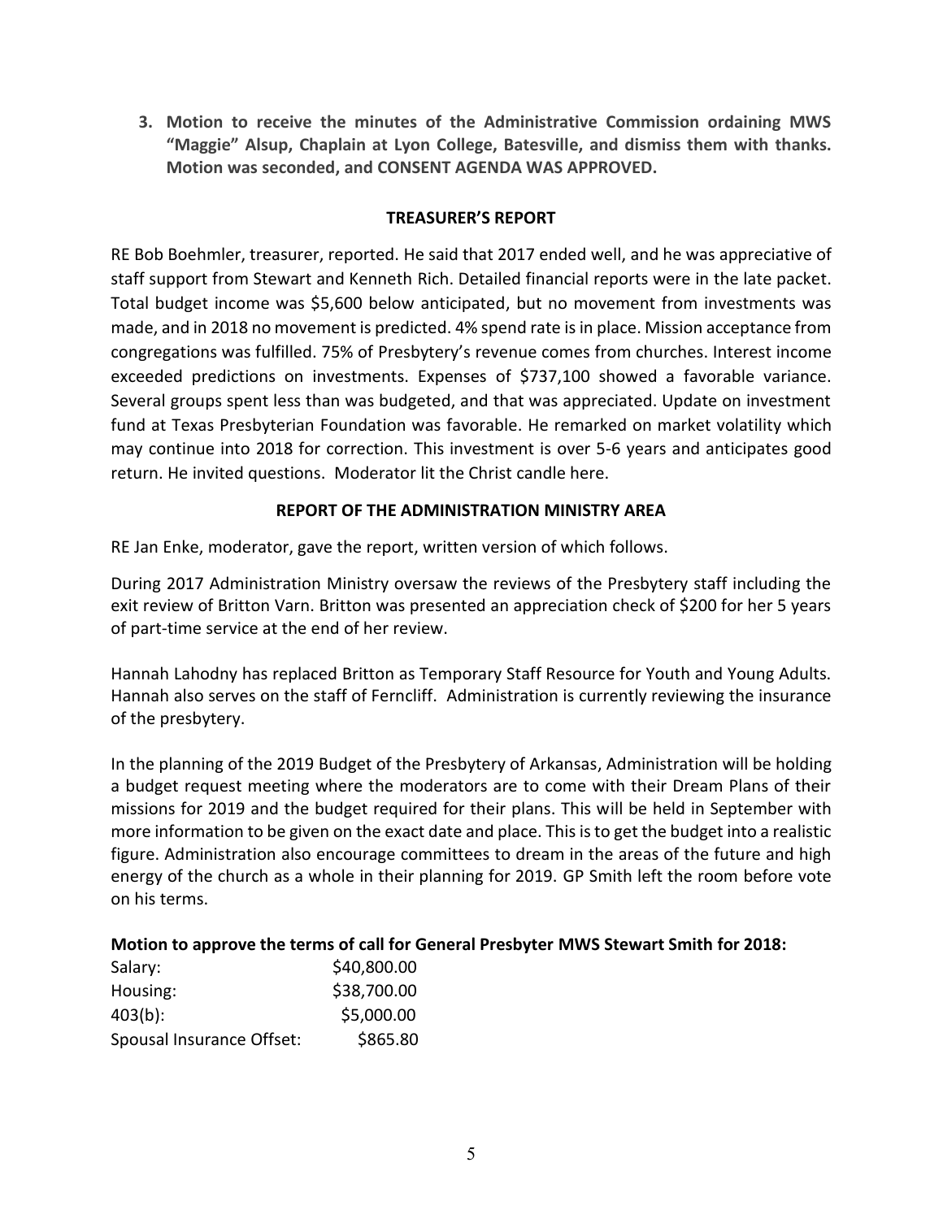**3. Motion to receive the minutes of the Administrative Commission ordaining MWS "Maggie" Alsup, Chaplain at Lyon College, Batesville, and dismiss them with thanks. Motion was seconded, and CONSENT AGENDA WAS APPROVED.**

## TREASURER'S REPORT

RE Bob Boehmler, treasurer, reported. He said that 2017 ended well, and he was appreciative of staff support from Stewart and Kenneth Rich. Detailed financial reports were in the late packet. Total budget income was $5,600 below anticipated, but no movement from investments was made, and in 2018 no movement is predicted. 4% spend rate is in place. Mission acceptance from congregations was fulfilled. 75% of Presbytery's revenue comes from churches. Interest income exceeded predictions on investments. Expenses of $737,100 showed a favorable variance. Several groups spent less than was budgeted, and that was appreciated. Update on investment fund at Texas Presbyterian Foundation was favorable. He remarked on market volatility which may continue into 2018 for correction. This investment is over 5-6 years and anticipates good return. He invited questions. Moderator lit the Christ candle here.

## REPORT OF THE ADMINISTRATION MINISTRY AREA

RE Jan Enke, moderator, gave the report, written version of which follows.

During 2017 Administration Ministry oversaw the reviews of the Presbytery staff including the exit review of Britton Varn. Britton was presented an appreciation check of $200 for her 5 years of part-time service at the end of her review.

Hannah Lahodny has replaced Britton as Temporary Staff Resource for Youth and Young Adults. Hannah also serves on the staff of Ferncliff. Administration is currently reviewing the insurance of the presbytery.

In the planning of the 2019 Budget of the Presbytery of Arkansas, Administration will be holding a budget request meeting where the moderators are to come with their Dream Plans of their missions for 2019 and the budget required for their plans. This will be held in September with more information to be given on the exact date and place. This is to get the budget into a realistic figure. Administration also encourage committees to dream in the areas of the future and high energy of the church as a whole in their planning for 2019. GP Smith left the room before vote on his terms.

**Motion to approve the terms of call for General Presbyter MWS Stewart Smith for 2018:**

| | |
|---|---|
| Salary: | $40,800.00 |
| Housing: | $38,700.00 |
| 403(b): | $5,000.00 |
| Spousal Insurance Offset: | $865.80 |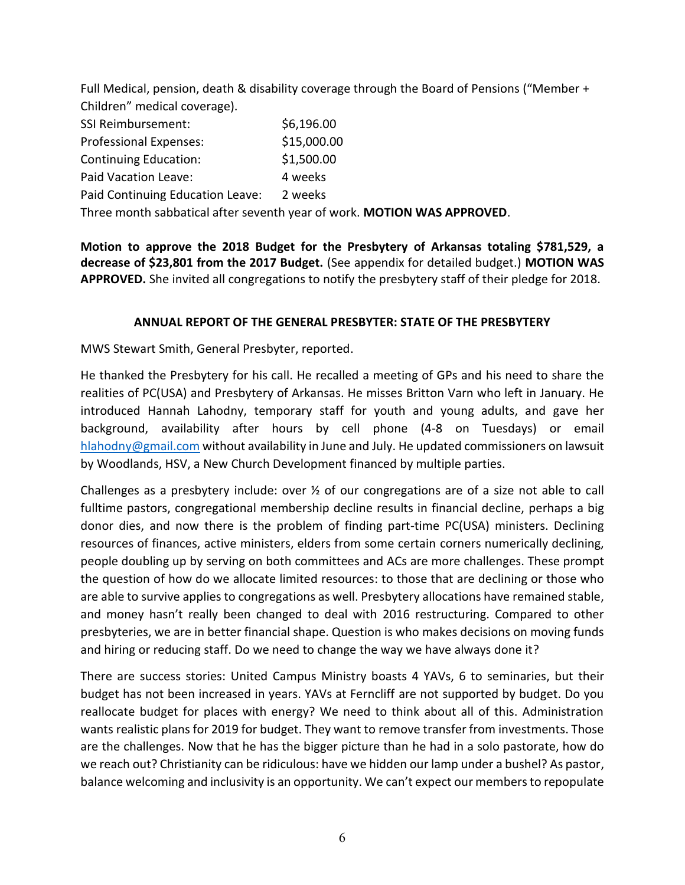Full Medical, pension, death & disability coverage through the Board of Pensions ("Member + Children" medical coverage).

| | |
|---|---|
| SSI Reimbursement: | $6,196.00 |
| Professional Expenses: | $15,000.00 |
| Continuing Education: | $1,500.00 |
| Paid Vacation Leave: | 4 weeks |
| Paid Continuing Education Leave: | 2 weeks |

Three month sabbatical after seventh year of work. **MOTION WAS APPROVED**.

**Motion to approve the 2018 Budget for the Presbytery of Arkansas totaling $781,529, a decrease of $23,801 from the 2017 Budget.** (See appendix for detailed budget.) **MOTION WAS APPROVED.** She invited all congregations to notify the presbytery staff of their pledge for 2018.

## ANNUAL REPORT OF THE GENERAL PRESBYTER: STATE OF THE PRESBYTERY

MWS Stewart Smith, General Presbyter, reported.

He thanked the Presbytery for his call. He recalled a meeting of GPs and his need to share the realities of PC(USA) and Presbytery of Arkansas. He misses Britton Varn who left in January. He introduced Hannah Lahodny, temporary staff for youth and young adults, and gave her background, availability after hours by cell phone (4-8 on Tuesdays) or email [hlahodny@gmail.com](mailto:hlahodny@gmail.com) without availability in June and July. He updated commissioners on lawsuit by Woodlands, HSV, a New Church Development financed by multiple parties.

Challenges as a presbytery include: over ½ of our congregations are of a size not able to call fulltime pastors, congregational membership decline results in financial decline, perhaps a big donor dies, and now there is the problem of finding part-time PC(USA) ministers. Declining resources of finances, active ministers, elders from some certain corners numerically declining, people doubling up by serving on both committees and ACs are more challenges. These prompt the question of how do we allocate limited resources: to those that are declining or those who are able to survive applies to congregations as well. Presbytery allocations have remained stable, and money hasn't really been changed to deal with 2016 restructuring. Compared to other presbyteries, we are in better financial shape. Question is who makes decisions on moving funds and hiring or reducing staff. Do we need to change the way we have always done it?

There are success stories: United Campus Ministry boasts 4 YAVs, 6 to seminaries, but their budget has not been increased in years. YAVs at Ferncliff are not supported by budget. Do you reallocate budget for places with energy? We need to think about all of this. Administration wants realistic plans for 2019 for budget. They want to remove transfer from investments. Those are the challenges. Now that he has the bigger picture than he had in a solo pastorate, how do we reach out? Christianity can be ridiculous: have we hidden our lamp under a bushel? As pastor, balance welcoming and inclusivity is an opportunity. We can't expect our members to repopulate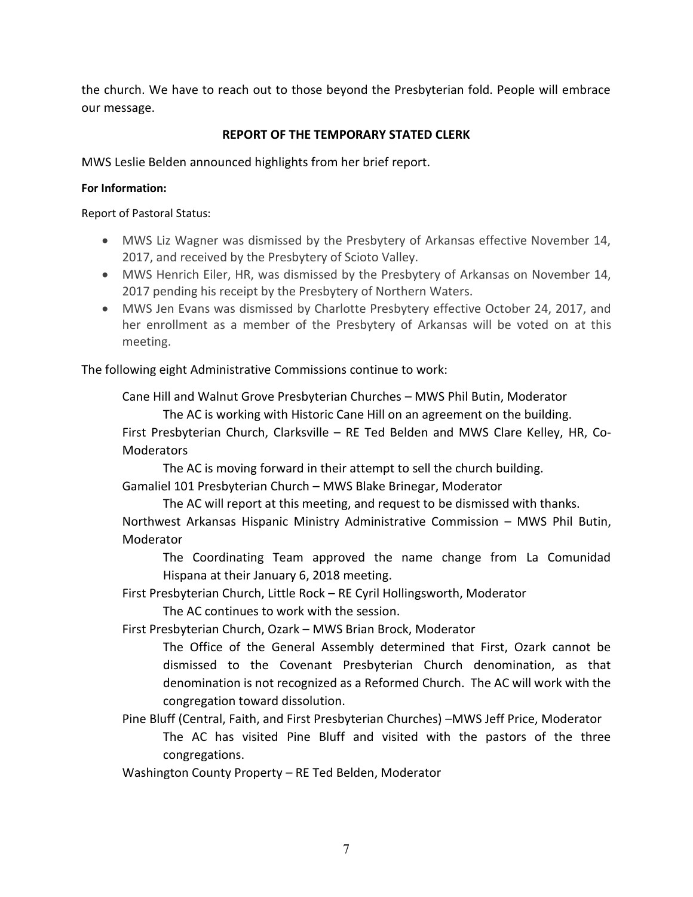the church. We have to reach out to those beyond the Presbyterian fold. People will embrace our message.

## REPORT OF THE TEMPORARY STATED CLERK

MWS Leslie Belden announced highlights from her brief report.

**For Information:**

Report of Pastoral Status:

- MWS Liz Wagner was dismissed by the Presbytery of Arkansas effective November 14, 2017, and received by the Presbytery of Scioto Valley.
- MWS Henrich Eiler, HR, was dismissed by the Presbytery of Arkansas on November 14, 2017 pending his receipt by the Presbytery of Northern Waters.
- MWS Jen Evans was dismissed by Charlotte Presbytery effective October 24, 2017, and her enrollment as a member of the Presbytery of Arkansas will be voted on at this meeting.

The following eight Administrative Commissions continue to work:

Cane Hill and Walnut Grove Presbyterian Churches – MWS Phil Butin, Moderator

The AC is working with Historic Cane Hill on an agreement on the building.

First Presbyterian Church, Clarksville – RE Ted Belden and MWS Clare Kelley, HR, Co-Moderators

The AC is moving forward in their attempt to sell the church building.

Gamaliel 101 Presbyterian Church – MWS Blake Brinegar, Moderator

The AC will report at this meeting, and request to be dismissed with thanks.

Northwest Arkansas Hispanic Ministry Administrative Commission – MWS Phil Butin, Moderator

The Coordinating Team approved the name change from La Comunidad Hispana at their January 6, 2018 meeting.

First Presbyterian Church, Little Rock – RE Cyril Hollingsworth, Moderator

The AC continues to work with the session.

First Presbyterian Church, Ozark – MWS Brian Brock, Moderator

The Office of the General Assembly determined that First, Ozark cannot be dismissed to the Covenant Presbyterian Church denomination, as that denomination is not recognized as a Reformed Church. The AC will work with the congregation toward dissolution.

Pine Bluff (Central, Faith, and First Presbyterian Churches) –MWS Jeff Price, Moderator

The AC has visited Pine Bluff and visited with the pastors of the three congregations.

Washington County Property – RE Ted Belden, Moderator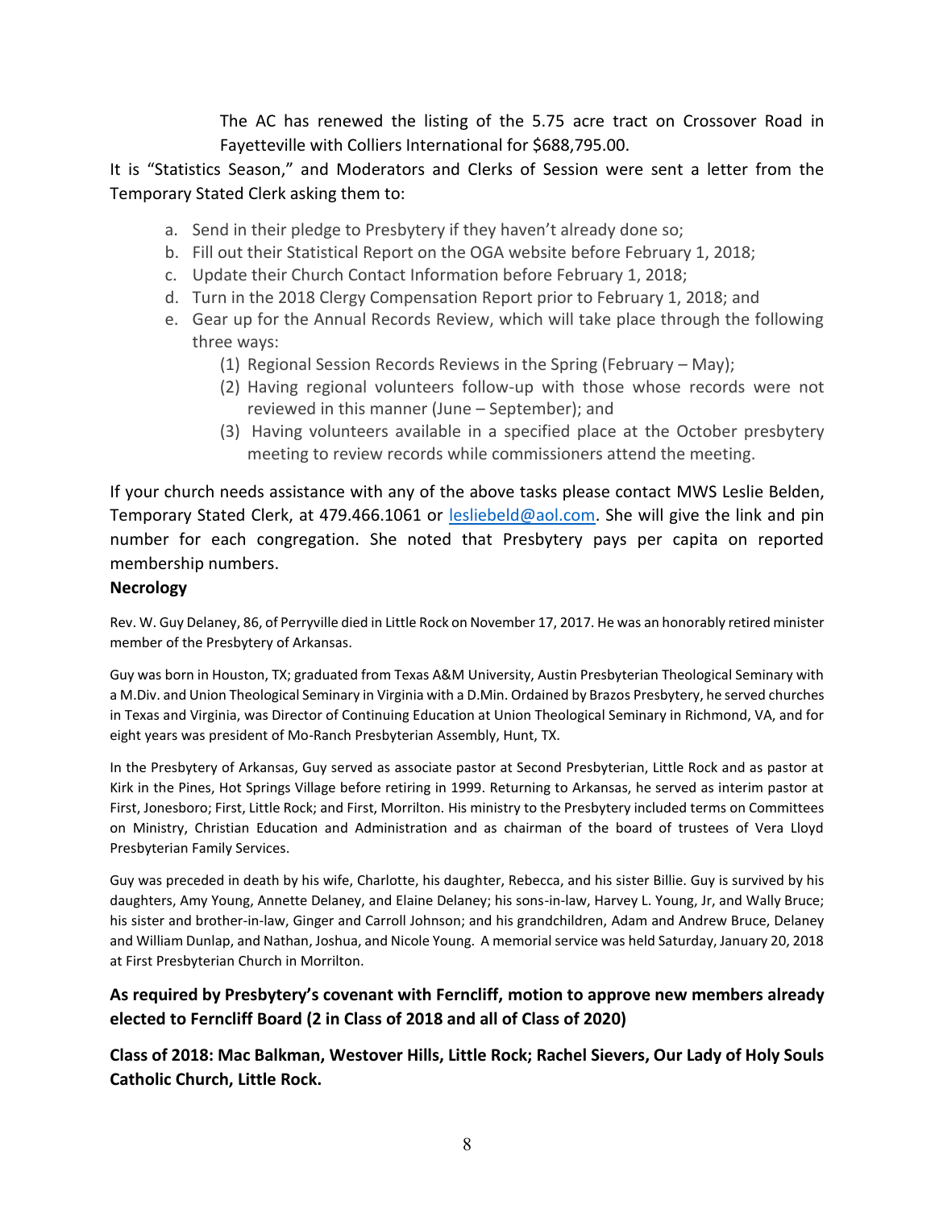The AC has renewed the listing of the 5.75 acre tract on Crossover Road in Fayetteville with Colliers International for $688,795.00.

It is "Statistics Season," and Moderators and Clerks of Session were sent a letter from the Temporary Stated Clerk asking them to:

a. Send in their pledge to Presbytery if they haven't already done so;
b. Fill out their Statistical Report on the OGA website before February 1, 2018;
c. Update their Church Contact Information before February 1, 2018;
d. Turn in the 2018 Clergy Compensation Report prior to February 1, 2018; and
e. Gear up for the Annual Records Review, which will take place through the following three ways:
    (1) Regional Session Records Reviews in the Spring (February – May);
    (2) Having regional volunteers follow-up with those whose records were not reviewed in this manner (June – September); and
    (3) Having volunteers available in a specified place at the October presbytery meeting to review records while commissioners attend the meeting.

If your church needs assistance with any of the above tasks please contact MWS Leslie Belden, Temporary Stated Clerk, at 479.466.1061 or lesliebeld@aol.com. She will give the link and pin number for each congregation. She noted that Presbytery pays per capita on reported membership numbers.

**Necrology**

Rev. W. Guy Delaney, 86, of Perryville died in Little Rock on November 17, 2017. He was an honorably retired minister member of the Presbytery of Arkansas.

Guy was born in Houston, TX; graduated from Texas A&M University, Austin Presbyterian Theological Seminary with a M.Div. and Union Theological Seminary in Virginia with a D.Min. Ordained by Brazos Presbytery, he served churches in Texas and Virginia, was Director of Continuing Education at Union Theological Seminary in Richmond, VA, and for eight years was president of Mo-Ranch Presbyterian Assembly, Hunt, TX.

In the Presbytery of Arkansas, Guy served as associate pastor at Second Presbyterian, Little Rock and as pastor at Kirk in the Pines, Hot Springs Village before retiring in 1999. Returning to Arkansas, he served as interim pastor at First, Jonesboro; First, Little Rock; and First, Morrilton. His ministry to the Presbytery included terms on Committees on Ministry, Christian Education and Administration and as chairman of the board of trustees of Vera Lloyd Presbyterian Family Services.

Guy was preceded in death by his wife, Charlotte, his daughter, Rebecca, and his sister Billie. Guy is survived by his daughters, Amy Young, Annette Delaney, and Elaine Delaney; his sons-in-law, Harvey L. Young, Jr, and Wally Bruce; his sister and brother-in-law, Ginger and Carroll Johnson; and his grandchildren, Adam and Andrew Bruce, Delaney and William Dunlap, and Nathan, Joshua, and Nicole Young. A memorial service was held Saturday, January 20, 2018 at First Presbyterian Church in Morrilton.

**As required by Presbytery's covenant with Ferncliff, motion to approve new members already elected to Ferncliff Board (2 in Class of 2018 and all of Class of 2020)**

**Class of 2018: Mac Balkman, Westover Hills, Little Rock; Rachel Sievers, Our Lady of Holy Souls Catholic Church, Little Rock.**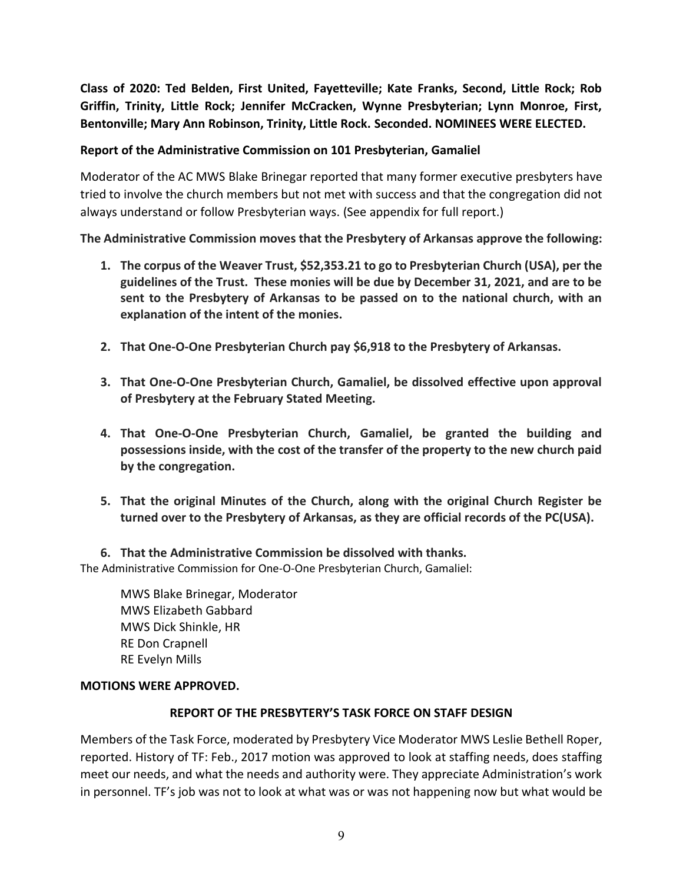**Class of 2020: Ted Belden, First United, Fayetteville; Kate Franks, Second, Little Rock; Rob Griffin, Trinity, Little Rock; Jennifer McCracken, Wynne Presbyterian; Lynn Monroe, First, Bentonville; Mary Ann Robinson, Trinity, Little Rock. Seconded. NOMINEES WERE ELECTED.**

**Report of the Administrative Commission on 101 Presbyterian, Gamaliel**

Moderator of the AC MWS Blake Brinegar reported that many former executive presbyters have tried to involve the church members but not met with success and that the congregation did not always understand or follow Presbyterian ways. (See appendix for full report.)

**The Administrative Commission moves that the Presbytery of Arkansas approve the following:**

1. **The corpus of the Weaver Trust, $52,353.21 to go to Presbyterian Church (USA), per the guidelines of the Trust. These monies will be due by December 31, 2021, and are to be sent to the Presbytery of Arkansas to be passed on to the national church, with an explanation of the intent of the monies.**
2. **That One-O-One Presbyterian Church pay $6,918 to the Presbytery of Arkansas.**
3. **That One-O-One Presbyterian Church, Gamaliel, be dissolved effective upon approval of Presbytery at the February Stated Meeting.**
4. **That One-O-One Presbyterian Church, Gamaliel, be granted the building and possessions inside, with the cost of the transfer of the property to the new church paid by the congregation.**
5. **That the original Minutes of the Church, along with the original Church Register be turned over to the Presbytery of Arkansas, as they are official records of the PC(USA).**
6. **That the Administrative Commission be dissolved with thanks.**

The Administrative Commission for One-O-One Presbyterian Church, Gamaliel:

MWS Blake Brinegar, Moderator
MWS Elizabeth Gabbard
MWS Dick Shinkle, HR
RE Don Crapnell
RE Evelyn Mills

**MOTIONS WERE APPROVED.**

**REPORT OF THE PRESBYTERY'S TASK FORCE ON STAFF DESIGN**

Members of the Task Force, moderated by Presbytery Vice Moderator MWS Leslie Bethell Roper, reported. History of TF: Feb., 2017 motion was approved to look at staffing needs, does staffing meet our needs, and what the needs and authority were. They appreciate Administration's work in personnel. TF's job was not to look at what was or was not happening now but what would be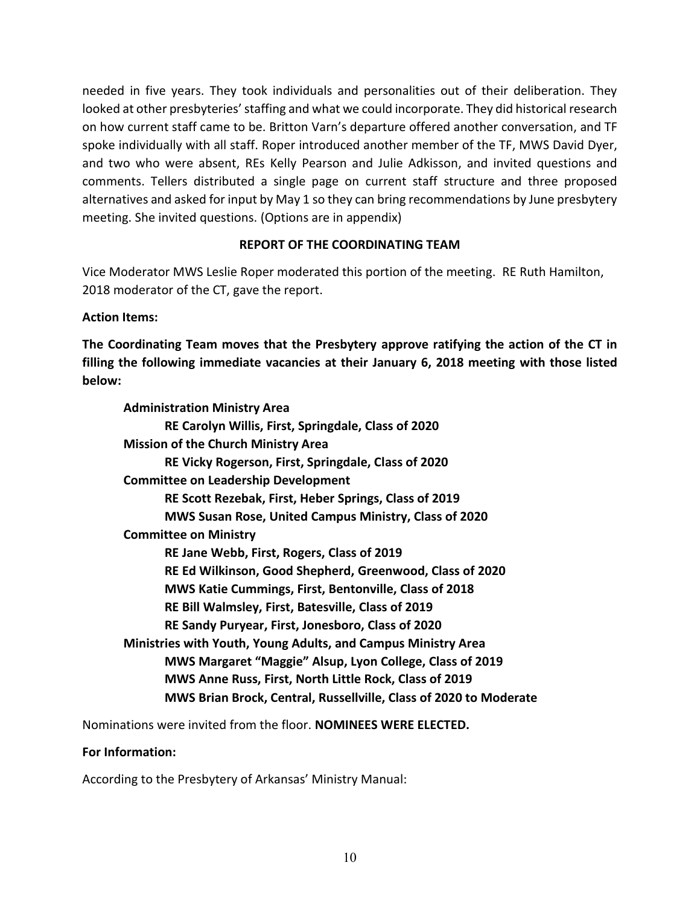needed in five years. They took individuals and personalities out of their deliberation. They looked at other presbyteries' staffing and what we could incorporate. They did historical research on how current staff came to be. Britton Varn's departure offered another conversation, and TF spoke individually with all staff. Roper introduced another member of the TF, MWS David Dyer, and two who were absent, REs Kelly Pearson and Julie Adkisson, and invited questions and comments. Tellers distributed a single page on current staff structure and three proposed alternatives and asked for input by May 1 so they can bring recommendations by June presbytery meeting. She invited questions. (Options are in appendix)

## REPORT OF THE COORDINATING TEAM

Vice Moderator MWS Leslie Roper moderated this portion of the meeting. RE Ruth Hamilton, 2018 moderator of the CT, gave the report.

**Action Items:**

**The Coordinating Team moves that the Presbytery approve ratifying the action of the CT in filling the following immediate vacancies at their January 6, 2018 meeting with those listed below:**

**Administration Ministry Area**
- **RE Carolyn Willis, First, Springdale, Class of 2020**

**Mission of the Church Ministry Area**
- **RE Vicky Rogerson, First, Springdale, Class of 2020**

**Committee on Leadership Development**
- **RE Scott Rezebak, First, Heber Springs, Class of 2019**
- **MWS Susan Rose, United Campus Ministry, Class of 2020**

**Committee on Ministry**
- **RE Jane Webb, First, Rogers, Class of 2019**
- **RE Ed Wilkinson, Good Shepherd, Greenwood, Class of 2020**
- **MWS Katie Cummings, First, Bentonville, Class of 2018**
- **RE Bill Walmsley, First, Batesville, Class of 2019**
- **RE Sandy Puryear, First, Jonesboro, Class of 2020**

**Ministries with Youth, Young Adults, and Campus Ministry Area**
- **MWS Margaret "Maggie" Alsup, Lyon College, Class of 2019**
- **MWS Anne Russ, First, North Little Rock, Class of 2019**
- **MWS Brian Brock, Central, Russellville, Class of 2020 to Moderate**

Nominations were invited from the floor. **NOMINEES WERE ELECTED.**

**For Information:**

According to the Presbytery of Arkansas' Ministry Manual: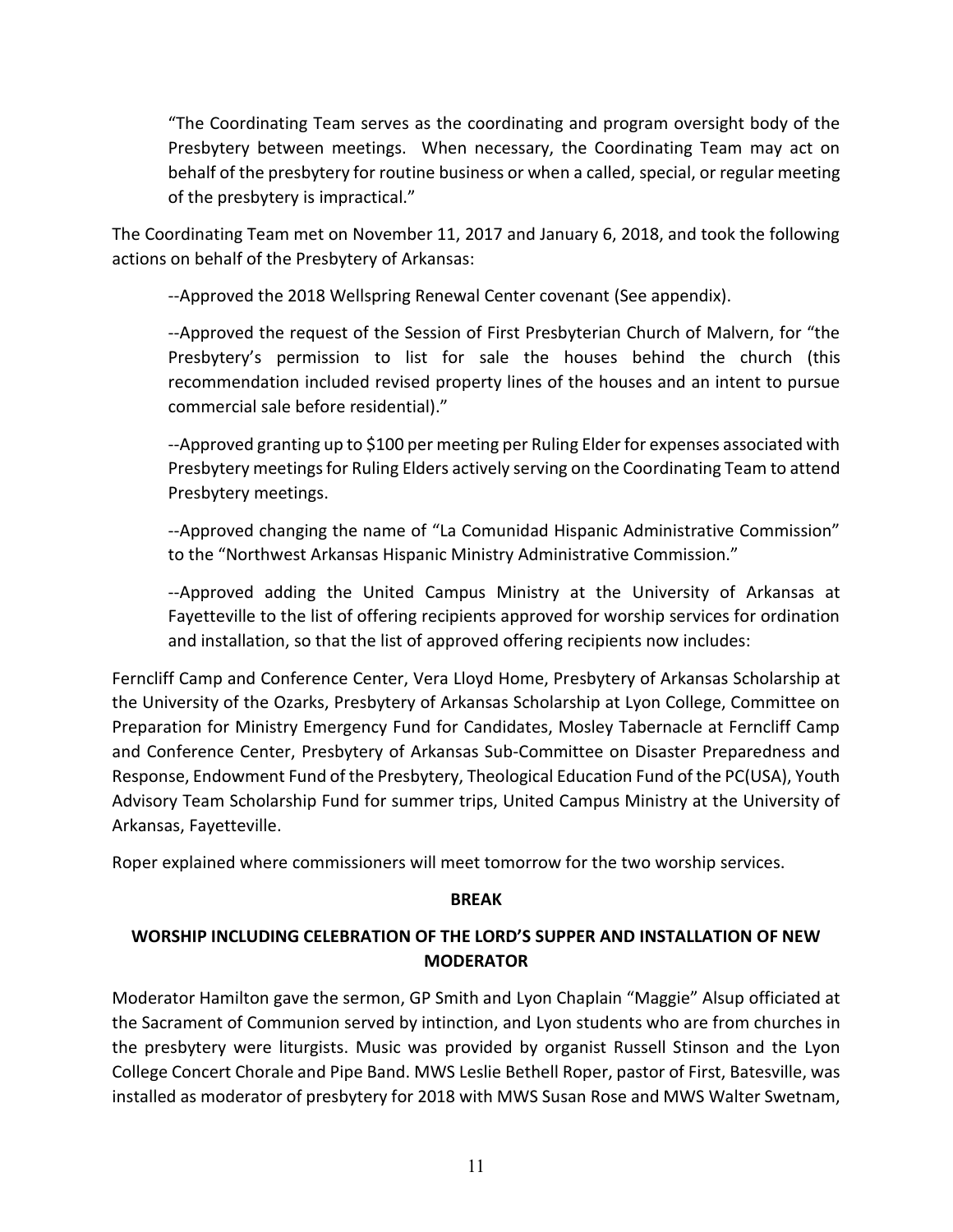"The Coordinating Team serves as the coordinating and program oversight body of the Presbytery between meetings. When necessary, the Coordinating Team may act on behalf of the presbytery for routine business or when a called, special, or regular meeting of the presbytery is impractical."

The Coordinating Team met on November 11, 2017 and January 6, 2018, and took the following actions on behalf of the Presbytery of Arkansas:

--Approved the 2018 Wellspring Renewal Center covenant (See appendix).

--Approved the request of the Session of First Presbyterian Church of Malvern, for "the Presbytery's permission to list for sale the houses behind the church (this recommendation included revised property lines of the houses and an intent to pursue commercial sale before residential)."

--Approved granting up to $100 per meeting per Ruling Elder for expenses associated with Presbytery meetings for Ruling Elders actively serving on the Coordinating Team to attend Presbytery meetings.

--Approved changing the name of "La Comunidad Hispanic Administrative Commission" to the "Northwest Arkansas Hispanic Ministry Administrative Commission."

--Approved adding the United Campus Ministry at the University of Arkansas at Fayetteville to the list of offering recipients approved for worship services for ordination and installation, so that the list of approved offering recipients now includes:

Ferncliff Camp and Conference Center, Vera Lloyd Home, Presbytery of Arkansas Scholarship at the University of the Ozarks, Presbytery of Arkansas Scholarship at Lyon College, Committee on Preparation for Ministry Emergency Fund for Candidates, Mosley Tabernacle at Ferncliff Camp and Conference Center, Presbytery of Arkansas Sub-Committee on Disaster Preparedness and Response, Endowment Fund of the Presbytery, Theological Education Fund of the PC(USA), Youth Advisory Team Scholarship Fund for summer trips, United Campus Ministry at the University of Arkansas, Fayetteville.

Roper explained where commissioners will meet tomorrow for the two worship services.

**BREAK**

**WORSHIP INCLUDING CELEBRATION OF THE LORD'S SUPPER AND INSTALLATION OF NEW MODERATOR**

Moderator Hamilton gave the sermon, GP Smith and Lyon Chaplain "Maggie" Alsup officiated at the Sacrament of Communion served by intinction, and Lyon students who are from churches in the presbytery were liturgists. Music was provided by organist Russell Stinson and the Lyon College Concert Chorale and Pipe Band. MWS Leslie Bethell Roper, pastor of First, Batesville, was installed as moderator of presbytery for 2018 with MWS Susan Rose and MWS Walter Swetnam,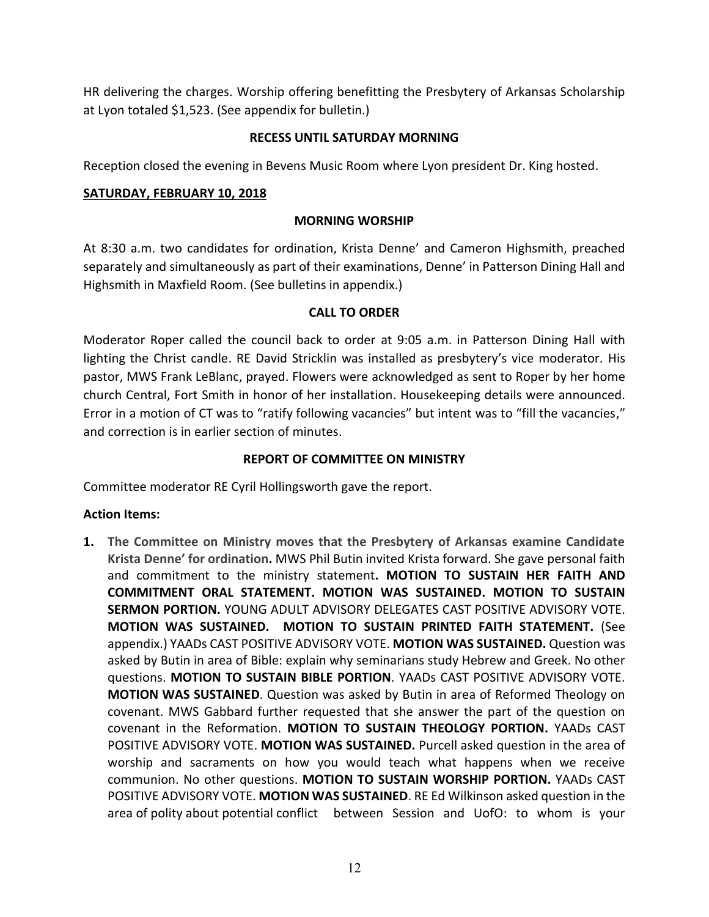HR delivering the charges. Worship offering benefitting the Presbytery of Arkansas Scholarship at Lyon totaled $1,523. (See appendix for bulletin.)

**RECESS UNTIL SATURDAY MORNING**

Reception closed the evening in Bevens Music Room where Lyon president Dr. King hosted.

**SATURDAY, FEBRUARY 10, 2018**

**MORNING WORSHIP**

At 8:30 a.m. two candidates for ordination, Krista Denne' and Cameron Highsmith, preached separately and simultaneously as part of their examinations, Denne' in Patterson Dining Hall and Highsmith in Maxfield Room. (See bulletins in appendix.)

**CALL TO ORDER**

Moderator Roper called the council back to order at 9:05 a.m. in Patterson Dining Hall with lighting the Christ candle. RE David Stricklin was installed as presbytery's vice moderator. His pastor, MWS Frank LeBlanc, prayed. Flowers were acknowledged as sent to Roper by her home church Central, Fort Smith in honor of her installation. Housekeeping details were announced. Error in a motion of CT was to "ratify following vacancies" but intent was to "fill the vacancies," and correction is in earlier section of minutes.

**REPORT OF COMMITTEE ON MINISTRY**

Committee moderator RE Cyril Hollingsworth gave the report.

**Action Items:**

1. **The Committee on Ministry moves that the Presbytery of Arkansas examine Candidate Krista Denne' for ordination.** MWS Phil Butin invited Krista forward. She gave personal faith and commitment to the ministry statement**. MOTION TO SUSTAIN HER FAITH AND COMMITMENT ORAL STATEMENT. MOTION WAS SUSTAINED. MOTION TO SUSTAIN SERMON PORTION.** YOUNG ADULT ADVISORY DELEGATES CAST POSITIVE ADVISORY VOTE. **MOTION WAS SUSTAINED. MOTION TO SUSTAIN PRINTED FAITH STATEMENT.** (See appendix.) YAADs CAST POSITIVE ADVISORY VOTE. **MOTION WAS SUSTAINED.** Question was asked by Butin in area of Bible: explain why seminarians study Hebrew and Greek. No other questions. **MOTION TO SUSTAIN BIBLE PORTION**. YAADs CAST POSITIVE ADVISORY VOTE. **MOTION WAS SUSTAINED**. Question was asked by Butin in area of Reformed Theology on covenant. MWS Gabbard further requested that she answer the part of the question on covenant in the Reformation. **MOTION TO SUSTAIN THEOLOGY PORTION.** YAADs CAST POSITIVE ADVISORY VOTE. **MOTION WAS SUSTAINED.** Purcell asked question in the area of worship and sacraments on how you would teach what happens when we receive communion. No other questions. **MOTION TO SUSTAIN WORSHIP PORTION.** YAADs CAST POSITIVE ADVISORY VOTE. **MOTION WAS SUSTAINED**. RE Ed Wilkinson asked question in the area of polity about potential conflict between Session and UofO: to whom is your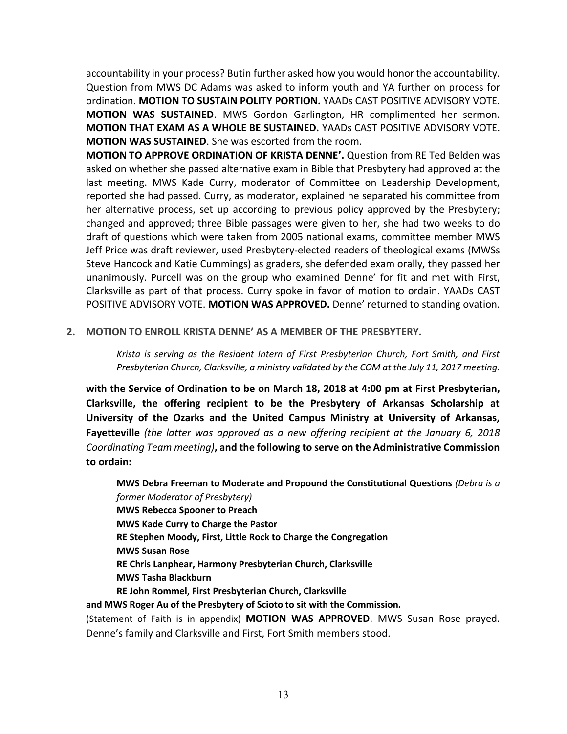accountability in your process? Butin further asked how you would honor the accountability. Question from MWS DC Adams was asked to inform youth and YA further on process for ordination. **MOTION TO SUSTAIN POLITY PORTION.** YAADs CAST POSITIVE ADVISORY VOTE. **MOTION WAS SUSTAINED**. MWS Gordon Garlington, HR complimented her sermon. **MOTION THAT EXAM AS A WHOLE BE SUSTAINED.** YAADs CAST POSITIVE ADVISORY VOTE. **MOTION WAS SUSTAINED**. She was escorted from the room.

**MOTION TO APPROVE ORDINATION OF KRISTA DENNE'.** Question from RE Ted Belden was asked on whether she passed alternative exam in Bible that Presbytery had approved at the last meeting. MWS Kade Curry, moderator of Committee on Leadership Development, reported she had passed. Curry, as moderator, explained he separated his committee from her alternative process, set up according to previous policy approved by the Presbytery; changed and approved; three Bible passages were given to her, she had two weeks to do draft of questions which were taken from 2005 national exams, committee member MWS Jeff Price was draft reviewer, used Presbytery-elected readers of theological exams (MWSs Steve Hancock and Katie Cummings) as graders, she defended exam orally, they passed her unanimously. Purcell was on the group who examined Denne' for fit and met with First, Clarksville as part of that process. Curry spoke in favor of motion to ordain. YAADs CAST POSITIVE ADVISORY VOTE. **MOTION WAS APPROVED.** Denne' returned to standing ovation.

**2. MOTION TO ENROLL KRISTA DENNE' AS A MEMBER OF THE PRESBYTERY.**

> *Krista is serving as the Resident Intern of First Presbyterian Church, Fort Smith, and First Presbyterian Church, Clarksville, a ministry validated by the COM at the July 11, 2017 meeting.*

**with the Service of Ordination to be on March 18, 2018 at 4:00 pm at First Presbyterian, Clarksville, the offering recipient to be the Presbytery of Arkansas Scholarship at University of the Ozarks and the United Campus Ministry at University of Arkansas, Fayetteville** *(the latter was approved as a new offering recipient at the January 6, 2018 Coordinating Team meeting)***, and the following to serve on the Administrative Commission to ordain:**

> **MWS Debra Freeman to Moderate and Propound the Constitutional Questions** *(Debra is a former Moderator of Presbytery)*
> **MWS Rebecca Spooner to Preach**
> **MWS Kade Curry to Charge the Pastor**
> **RE Stephen Moody, First, Little Rock to Charge the Congregation**
> **MWS Susan Rose**
> **RE Chris Lanphear, Harmony Presbyterian Church, Clarksville**
> **MWS Tasha Blackburn**
> **RE John Rommel, First Presbyterian Church, Clarksville**

**and MWS Roger Au of the Presbytery of Scioto to sit with the Commission.**

(Statement of Faith is in appendix) **MOTION WAS APPROVED**. MWS Susan Rose prayed. Denne's family and Clarksville and First, Fort Smith members stood.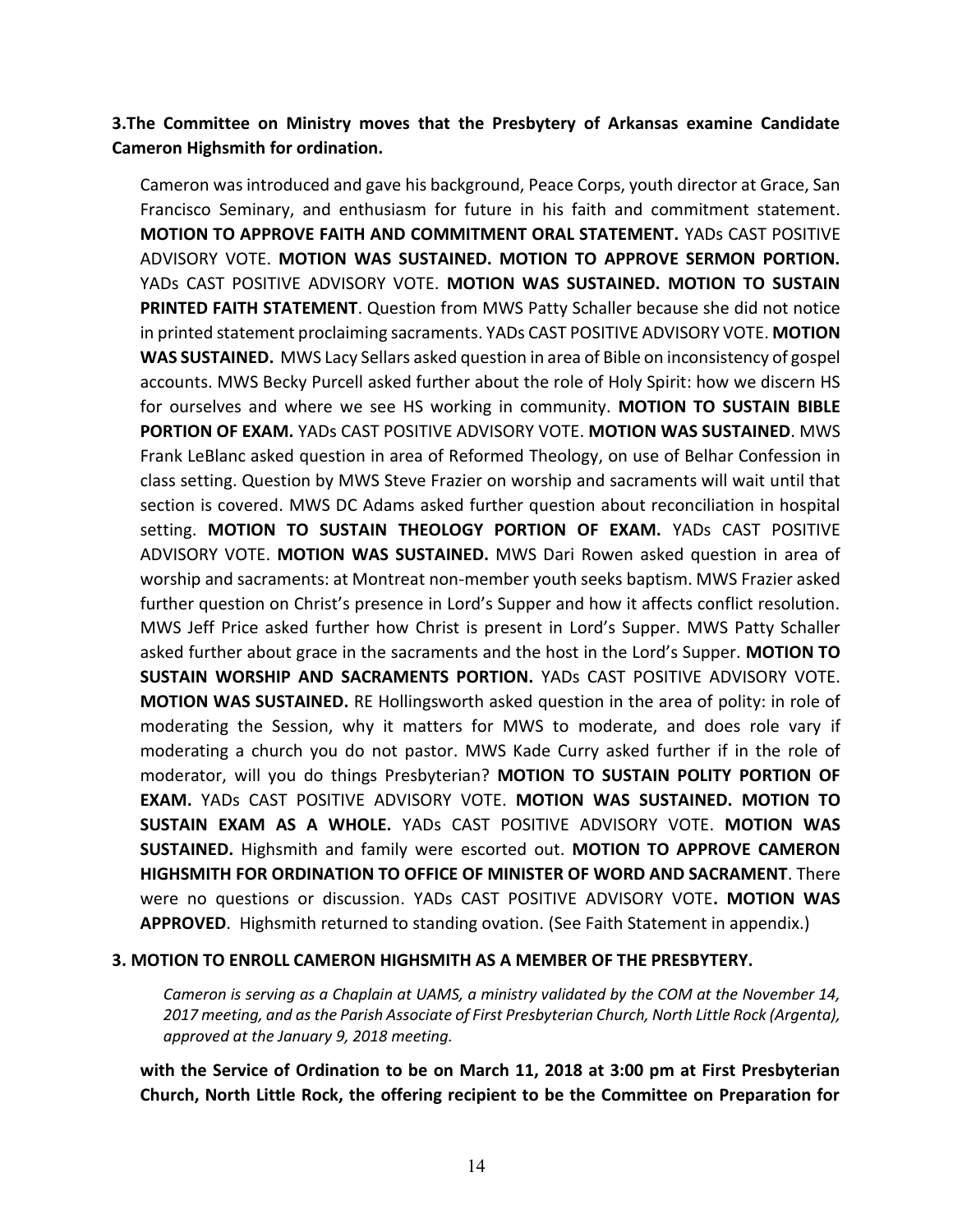**3.The Committee on Ministry moves that the Presbytery of Arkansas examine Candidate Cameron Highsmith for ordination.**

Cameron was introduced and gave his background, Peace Corps, youth director at Grace, San Francisco Seminary, and enthusiasm for future in his faith and commitment statement. **MOTION TO APPROVE FAITH AND COMMITMENT ORAL STATEMENT.** YADs CAST POSITIVE ADVISORY VOTE. **MOTION WAS SUSTAINED. MOTION TO APPROVE SERMON PORTION.** YADs CAST POSITIVE ADVISORY VOTE. **MOTION WAS SUSTAINED. MOTION TO SUSTAIN PRINTED FAITH STATEMENT**. Question from MWS Patty Schaller because she did not notice in printed statement proclaiming sacraments. YADs CAST POSITIVE ADVISORY VOTE. **MOTION WAS SUSTAINED.** MWS Lacy Sellars asked question in area of Bible on inconsistency of gospel accounts. MWS Becky Purcell asked further about the role of Holy Spirit: how we discern HS for ourselves and where we see HS working in community. **MOTION TO SUSTAIN BIBLE PORTION OF EXAM.** YADs CAST POSITIVE ADVISORY VOTE. **MOTION WAS SUSTAINED**. MWS Frank LeBlanc asked question in area of Reformed Theology, on use of Belhar Confession in class setting. Question by MWS Steve Frazier on worship and sacraments will wait until that section is covered. MWS DC Adams asked further question about reconciliation in hospital setting. **MOTION TO SUSTAIN THEOLOGY PORTION OF EXAM.** YADs CAST POSITIVE ADVISORY VOTE. **MOTION WAS SUSTAINED.** MWS Dari Rowen asked question in area of worship and sacraments: at Montreat non-member youth seeks baptism. MWS Frazier asked further question on Christ's presence in Lord's Supper and how it affects conflict resolution. MWS Jeff Price asked further how Christ is present in Lord's Supper. MWS Patty Schaller asked further about grace in the sacraments and the host in the Lord's Supper. **MOTION TO SUSTAIN WORSHIP AND SACRAMENTS PORTION.** YADs CAST POSITIVE ADVISORY VOTE. **MOTION WAS SUSTAINED.** RE Hollingsworth asked question in the area of polity: in role of moderating the Session, why it matters for MWS to moderate, and does role vary if moderating a church you do not pastor. MWS Kade Curry asked further if in the role of moderator, will you do things Presbyterian? **MOTION TO SUSTAIN POLITY PORTION OF EXAM.** YADs CAST POSITIVE ADVISORY VOTE. **MOTION WAS SUSTAINED. MOTION TO SUSTAIN EXAM AS A WHOLE.** YADs CAST POSITIVE ADVISORY VOTE. **MOTION WAS SUSTAINED.** Highsmith and family were escorted out. **MOTION TO APPROVE CAMERON HIGHSMITH FOR ORDINATION TO OFFICE OF MINISTER OF WORD AND SACRAMENT**. There were no questions or discussion. YADs CAST POSITIVE ADVISORY VOTE**. MOTION WAS APPROVED**. Highsmith returned to standing ovation. (See Faith Statement in appendix.)

**3. MOTION TO ENROLL CAMERON HIGHSMITH AS A MEMBER OF THE PRESBYTERY.**

*Cameron is serving as a Chaplain at UAMS, a ministry validated by the COM at the November 14, 2017 meeting, and as the Parish Associate of First Presbyterian Church, North Little Rock (Argenta), approved at the January 9, 2018 meeting.*

**with the Service of Ordination to be on March 11, 2018 at 3:00 pm at First Presbyterian Church, North Little Rock, the offering recipient to be the Committee on Preparation for**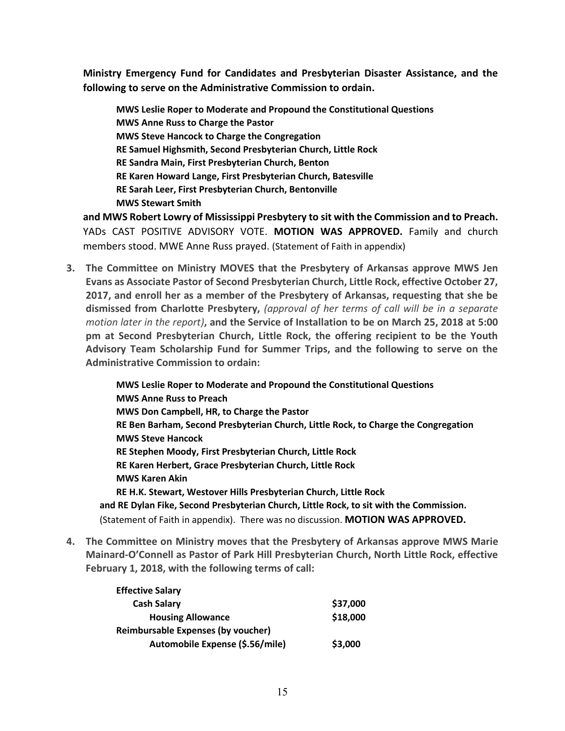**Ministry Emergency Fund for Candidates and Presbyterian Disaster Assistance, and the following to serve on the Administrative Commission to ordain.**

> **MWS Leslie Roper to Moderate and Propound the Constitutional Questions**
> **MWS Anne Russ to Charge the Pastor**
> **MWS Steve Hancock to Charge the Congregation**
> **RE Samuel Highsmith, Second Presbyterian Church, Little Rock**
> **RE Sandra Main, First Presbyterian Church, Benton**
> **RE Karen Howard Lange, First Presbyterian Church, Batesville**
> **RE Sarah Leer, First Presbyterian Church, Bentonville**
> **MWS Stewart Smith**

**and MWS Robert Lowry of Mississippi Presbytery to sit with the Commission and to Preach.** YADs CAST POSITIVE ADVISORY VOTE. **MOTION WAS APPROVED.** Family and church members stood. MWE Anne Russ prayed. (Statement of Faith in appendix)

3. **The Committee on Ministry MOVES that the Presbytery of Arkansas approve MWS Jen Evans as Associate Pastor of Second Presbyterian Church, Little Rock, effective October 27, 2017, and enroll her as a member of the Presbytery of Arkansas, requesting that she be dismissed from Charlotte Presbytery,** *(approval of her terms of call will be in a separate motion later in the report)***, and the Service of Installation to be on March 25, 2018 at 5:00 pm at Second Presbyterian Church, Little Rock, the offering recipient to be the Youth Advisory Team Scholarship Fund for Summer Trips, and the following to serve on the Administrative Commission to ordain:**

> **MWS Leslie Roper to Moderate and Propound the Constitutional Questions**
> **MWS Anne Russ to Preach**
> **MWS Don Campbell, HR, to Charge the Pastor**
> **RE Ben Barham, Second Presbyterian Church, Little Rock, to Charge the Congregation**
> **MWS Steve Hancock**
> **RE Stephen Moody, First Presbyterian Church, Little Rock**
> **RE Karen Herbert, Grace Presbyterian Church, Little Rock**
> **MWS Karen Akin**
> **RE H.K. Stewart, Westover Hills Presbyterian Church, Little Rock**

**and RE Dylan Fike, Second Presbyterian Church, Little Rock, to sit with the Commission.** (Statement of Faith in appendix). There was no discussion. **MOTION WAS APPROVED.**

4. **The Committee on Ministry moves that the Presbytery of Arkansas approve MWS Marie Mainard-O'Connell as Pastor of Park Hill Presbyterian Church, North Little Rock, effective February 1, 2018, with the following terms of call:**

| | |
|---|---|
| **Effective Salary** | |
| **Cash Salary** | **$37,000** |
| **Housing Allowance** | **$18,000** |
| **Reimbursable Expenses (by voucher)** | |
| **Automobile Expense ($.56/mile)** | **$3,000** |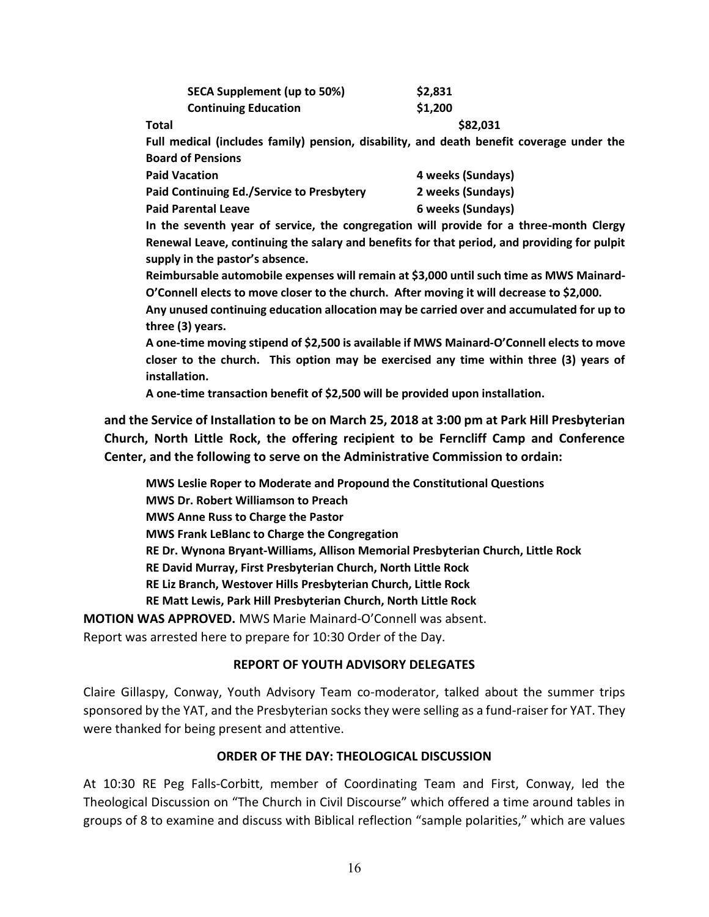| | |
|---|---|
| **SECA Supplement (up to 50%)** | **$2,831** |
| **Continuing Education** | **$1,200** |
| **Total** | **$82,031** |

**Full medical (includes family) pension, disability, and death benefit coverage under the Board of Pensions**

| | |
|---|---|
| **Paid Vacation** | **4 weeks (Sundays)** |
| **Paid Continuing Ed./Service to Presbytery** | **2 weeks (Sundays)** |
| **Paid Parental Leave** | **6 weeks (Sundays)** |

**In the seventh year of service, the congregation will provide for a three-month Clergy Renewal Leave, continuing the salary and benefits for that period, and providing for pulpit supply in the pastor's absence.**

**Reimbursable automobile expenses will remain at $3,000 until such time as MWS Mainard-O'Connell elects to move closer to the church. After moving it will decrease to $2,000.**

**Any unused continuing education allocation may be carried over and accumulated for up to three (3) years.**

**A one-time moving stipend of $2,500 is available if MWS Mainard-O'Connell elects to move closer to the church. This option may be exercised any time within three (3) years of installation.**

**A one-time transaction benefit of $2,500 will be provided upon installation.**

**and the Service of Installation to be on March 25, 2018 at 3:00 pm at Park Hill Presbyterian Church, North Little Rock, the offering recipient to be Ferncliff Camp and Conference Center, and the following to serve on the Administrative Commission to ordain:**

**MWS Leslie Roper to Moderate and Propound the Constitutional Questions**
**MWS Dr. Robert Williamson to Preach**
**MWS Anne Russ to Charge the Pastor**
**MWS Frank LeBlanc to Charge the Congregation**
**RE Dr. Wynona Bryant-Williams, Allison Memorial Presbyterian Church, Little Rock**
**RE David Murray, First Presbyterian Church, North Little Rock**
**RE Liz Branch, Westover Hills Presbyterian Church, Little Rock**
**RE Matt Lewis, Park Hill Presbyterian Church, North Little Rock**

**MOTION WAS APPROVED.** MWS Marie Mainard-O'Connell was absent.
Report was arrested here to prepare for 10:30 Order of the Day.

**REPORT OF YOUTH ADVISORY DELEGATES**

Claire Gillaspy, Conway, Youth Advisory Team co-moderator, talked about the summer trips sponsored by the YAT, and the Presbyterian socks they were selling as a fund-raiser for YAT. They were thanked for being present and attentive.

**ORDER OF THE DAY: THEOLOGICAL DISCUSSION**

At 10:30 RE Peg Falls-Corbitt, member of Coordinating Team and First, Conway, led the Theological Discussion on "The Church in Civil Discourse" which offered a time around tables in groups of 8 to examine and discuss with Biblical reflection "sample polarities," which are values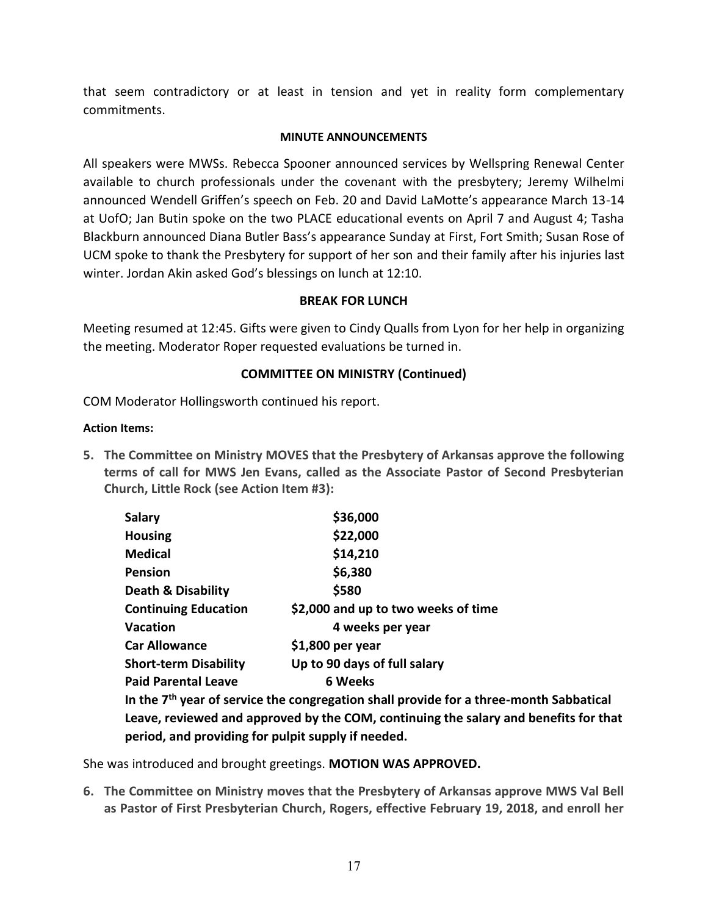that seem contradictory or at least in tension and yet in reality form complementary commitments.

**MINUTE ANNOUNCEMENTS**

All speakers were MWSs. Rebecca Spooner announced services by Wellspring Renewal Center available to church professionals under the covenant with the presbytery; Jeremy Wilhelmi announced Wendell Griffen's speech on Feb. 20 and David LaMotte's appearance March 13-14 at UofO; Jan Butin spoke on the two PLACE educational events on April 7 and August 4; Tasha Blackburn announced Diana Butler Bass's appearance Sunday at First, Fort Smith; Susan Rose of UCM spoke to thank the Presbytery for support of her son and their family after his injuries last winter. Jordan Akin asked God's blessings on lunch at 12:10.

**BREAK FOR LUNCH**

Meeting resumed at 12:45. Gifts were given to Cindy Qualls from Lyon for her help in organizing the meeting. Moderator Roper requested evaluations be turned in.

**COMMITTEE ON MINISTRY (Continued)**

COM Moderator Hollingsworth continued his report.

**Action Items:**

5. **The Committee on Ministry MOVES that the Presbytery of Arkansas approve the following terms of call for MWS Jen Evans, called as the Associate Pastor of Second Presbyterian Church, Little Rock (see Action Item #3):**

| | |
|---|---|
| **Salary** | **$36,000** |
| **Housing** | **$22,000** |
| **Medical** | **$14,210** |
| **Pension** | **$6,380** |
| **Death & Disability** | **$580** |
| **Continuing Education** | **$2,000 and up to two weeks of time** |
| **Vacation** | **4 weeks per year** |
| **Car Allowance** | **$1,800 per year** |
| **Short-term Disability** | **Up to 90 days of full salary** |
| **Paid Parental Leave** | **6 Weeks** |

**In the 7th year of service the congregation shall provide for a three-month Sabbatical Leave, reviewed and approved by the COM, continuing the salary and benefits for that period, and providing for pulpit supply if needed.**

She was introduced and brought greetings. **MOTION WAS APPROVED.**

6. **The Committee on Ministry moves that the Presbytery of Arkansas approve MWS Val Bell as Pastor of First Presbyterian Church, Rogers, effective February 19, 2018, and enroll her**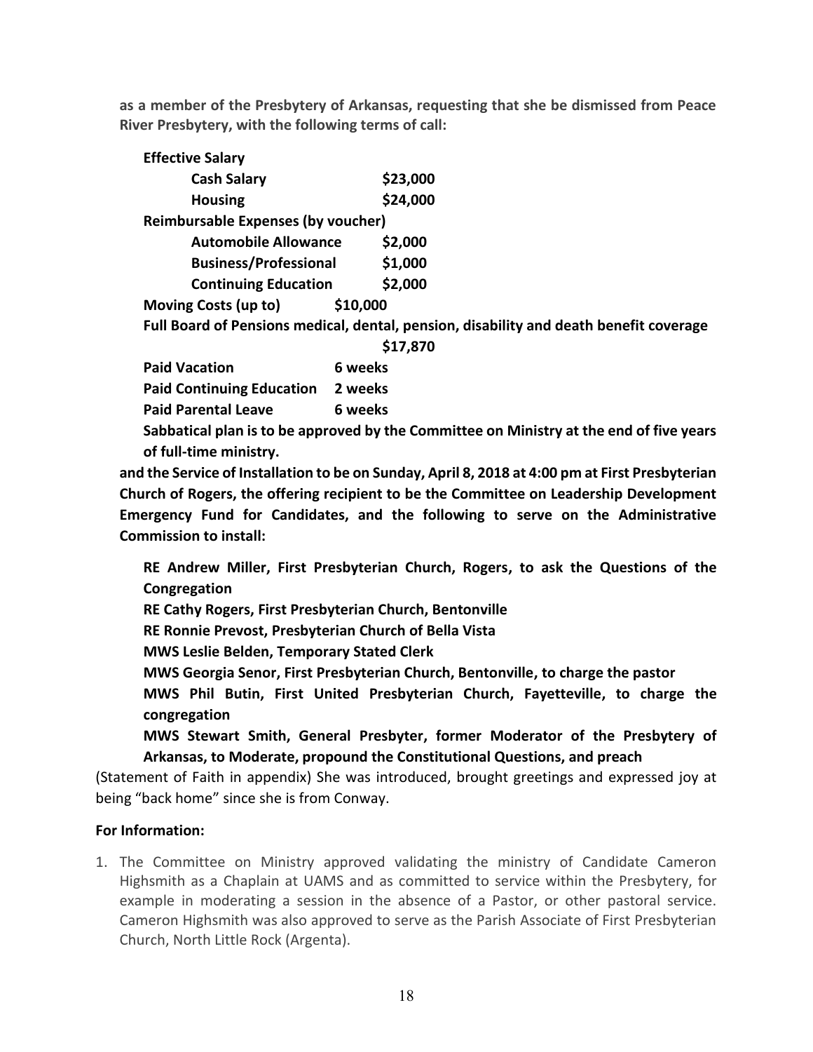**as a member of the Presbytery of Arkansas, requesting that she be dismissed from Peace River Presbytery, with the following terms of call:**

**Effective Salary**

| | |
|---|---|
| **Cash Salary** | **$23,000** |
| **Housing** | **$24,000** |

**Reimbursable Expenses (by voucher)**

| | |
|---|---|
| **Automobile Allowance** | **$2,000** |
| **Business/Professional** | **$1,000** |
| **Continuing Education** | **$2,000** |

**Moving Costs (up to)** **$10,000**

**Full Board of Pensions medical, dental, pension, disability and death benefit coverage** **$17,870**

| | |
|---|---|
| **Paid Vacation** | **6 weeks** |
| **Paid Continuing Education** | **2 weeks** |
| **Paid Parental Leave** | **6 weeks** |

**Sabbatical plan is to be approved by the Committee on Ministry at the end of five years of full-time ministry.**

**and the Service of Installation to be on Sunday, April 8, 2018 at 4:00 pm at First Presbyterian Church of Rogers, the offering recipient to be the Committee on Leadership Development Emergency Fund for Candidates, and the following to serve on the Administrative Commission to install:**

**RE Andrew Miller, First Presbyterian Church, Rogers, to ask the Questions of the Congregation**
**RE Cathy Rogers, First Presbyterian Church, Bentonville**
**RE Ronnie Prevost, Presbyterian Church of Bella Vista**
**MWS Leslie Belden, Temporary Stated Clerk**
**MWS Georgia Senor, First Presbyterian Church, Bentonville, to charge the pastor**
**MWS Phil Butin, First United Presbyterian Church, Fayetteville, to charge the congregation**
**MWS Stewart Smith, General Presbyter, former Moderator of the Presbytery of Arkansas, to Moderate, propound the Constitutional Questions, and preach**

(Statement of Faith in appendix) She was introduced, brought greetings and expressed joy at being "back home" since she is from Conway.

**For Information:**

1. The Committee on Ministry approved validating the ministry of Candidate Cameron Highsmith as a Chaplain at UAMS and as committed to service within the Presbytery, for example in moderating a session in the absence of a Pastor, or other pastoral service. Cameron Highsmith was also approved to serve as the Parish Associate of First Presbyterian Church, North Little Rock (Argenta).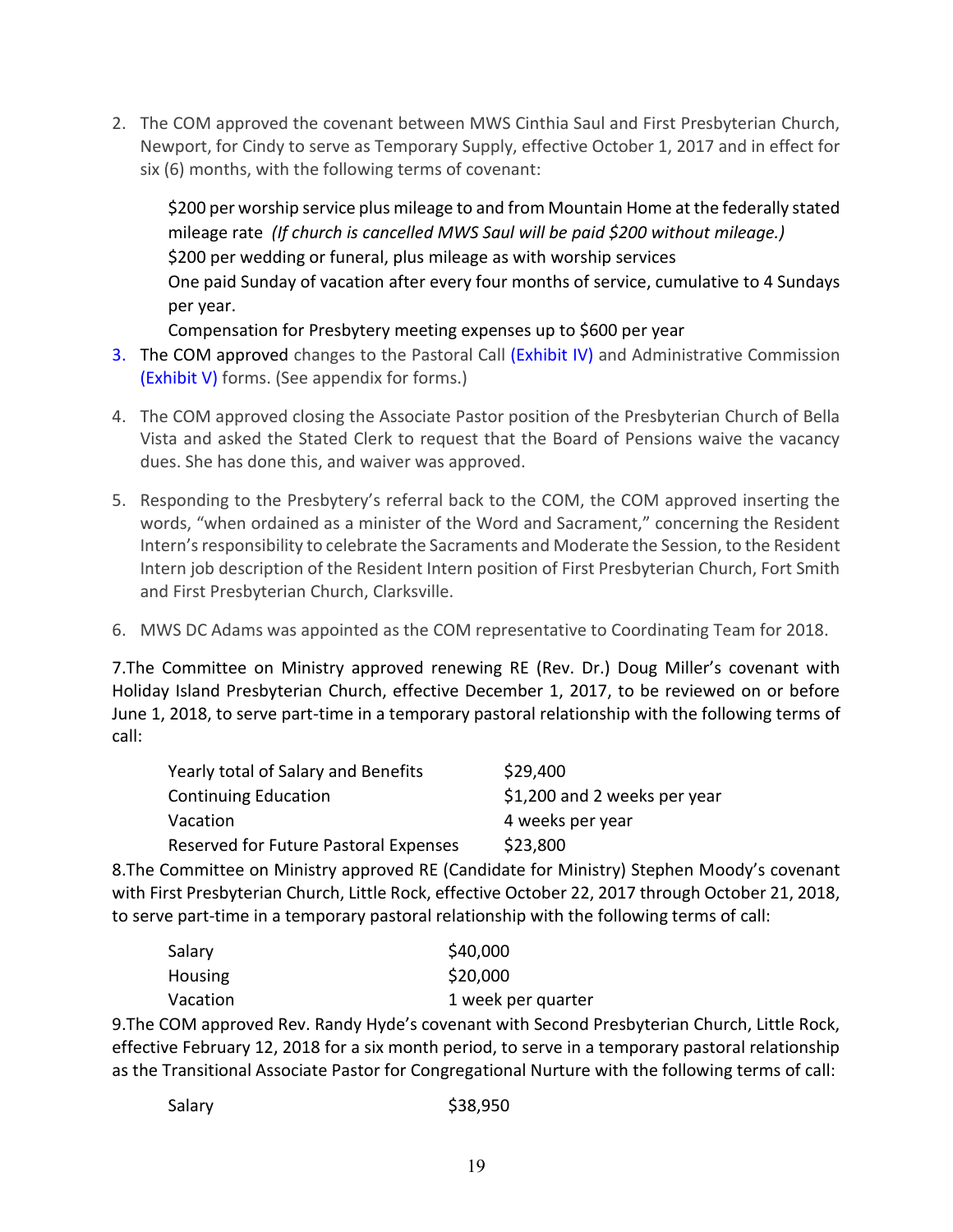2. The COM approved the covenant between MWS Cinthia Saul and First Presbyterian Church, Newport, for Cindy to serve as Temporary Supply, effective October 1, 2017 and in effect for six (6) months, with the following terms of covenant:

   $200 per worship service plus mileage to and from Mountain Home at the federally stated mileage rate *(If church is cancelled MWS Saul will be paid $200 without mileage.)*
   $200 per wedding or funeral, plus mileage as with worship services
   One paid Sunday of vacation after every four months of service, cumulative to 4 Sundays per year.
   Compensation for Presbytery meeting expenses up to $600 per year

3. The COM approved changes to the Pastoral Call (Exhibit IV) and Administrative Commission (Exhibit V) forms. (See appendix for forms.)

4. The COM approved closing the Associate Pastor position of the Presbyterian Church of Bella Vista and asked the Stated Clerk to request that the Board of Pensions waive the vacancy dues. She has done this, and waiver was approved.

5. Responding to the Presbytery's referral back to the COM, the COM approved inserting the words, "when ordained as a minister of the Word and Sacrament," concerning the Resident Intern's responsibility to celebrate the Sacraments and Moderate the Session, to the Resident Intern job description of the Resident Intern position of First Presbyterian Church, Fort Smith and First Presbyterian Church, Clarksville.

6. MWS DC Adams was appointed as the COM representative to Coordinating Team for 2018.

7.The Committee on Ministry approved renewing RE (Rev. Dr.) Doug Miller's covenant with Holiday Island Presbyterian Church, effective December 1, 2017, to be reviewed on or before June 1, 2018, to serve part-time in a temporary pastoral relationship with the following terms of call:

| | |
|---|---|
| Yearly total of Salary and Benefits | $29,400 |
| Continuing Education | $1,200 and 2 weeks per year |
| Vacation | 4 weeks per year |
| Reserved for Future Pastoral Expenses | $23,800 |

8.The Committee on Ministry approved RE (Candidate for Ministry) Stephen Moody's covenant with First Presbyterian Church, Little Rock, effective October 22, 2017 through October 21, 2018, to serve part-time in a temporary pastoral relationship with the following terms of call:

| | |
|---|---|
| Salary | $40,000 |
| Housing | $20,000 |
| Vacation | 1 week per quarter |

9.The COM approved Rev. Randy Hyde's covenant with Second Presbyterian Church, Little Rock, effective February 12, 2018 for a six month period, to serve in a temporary pastoral relationship as the Transitional Associate Pastor for Congregational Nurture with the following terms of call:

| | |
|---|---|
| Salary | $38,950 |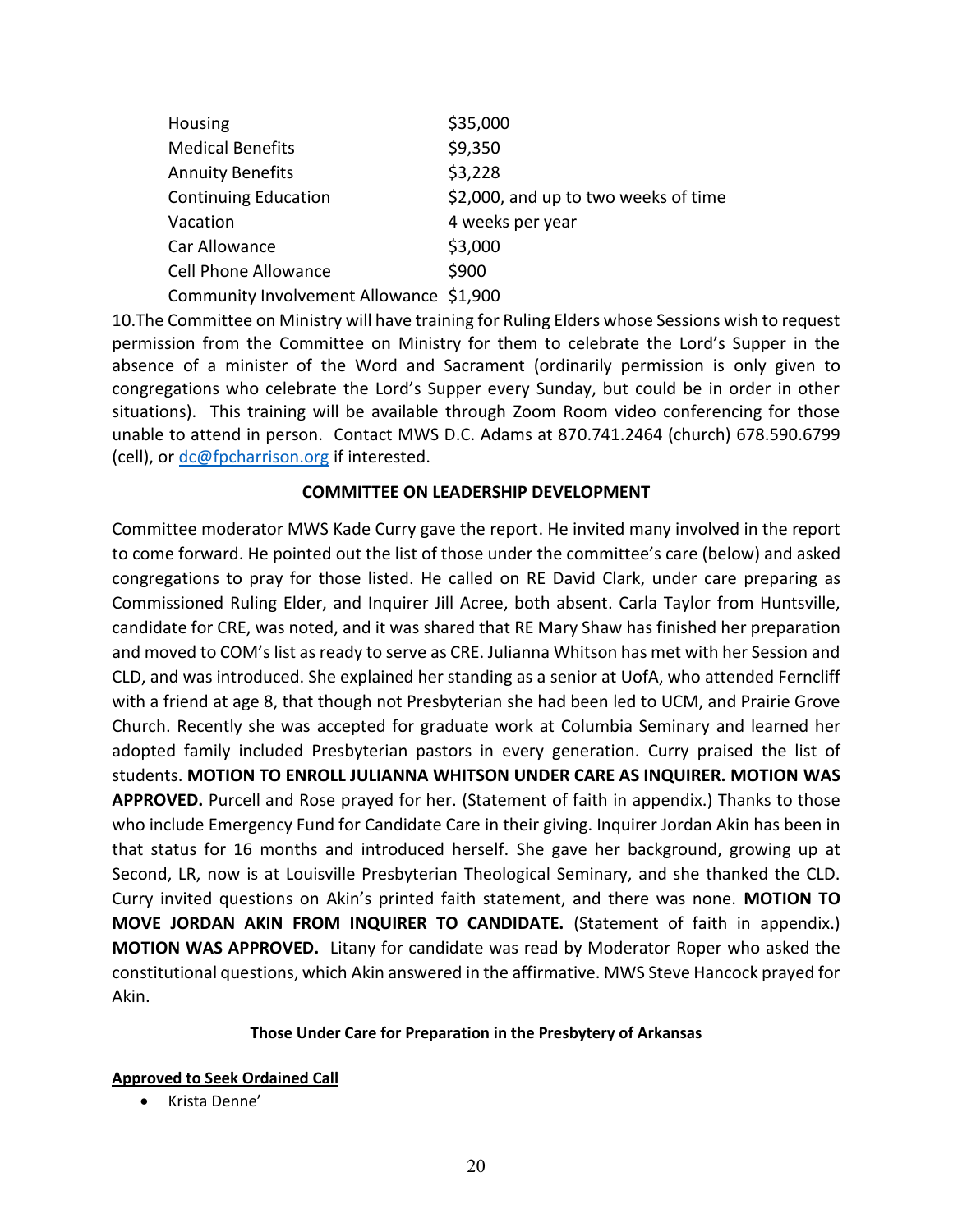| | |
|---|---|
| Housing | $35,000 |
| Medical Benefits | $9,350 |
| Annuity Benefits | $3,228 |
| Continuing Education | $2,000, and up to two weeks of time |
| Vacation | 4 weeks per year |
| Car Allowance | $3,000 |
| Cell Phone Allowance | $900 |
| Community Involvement Allowance | $1,900 |

10.The Committee on Ministry will have training for Ruling Elders whose Sessions wish to request permission from the Committee on Ministry for them to celebrate the Lord's Supper in the absence of a minister of the Word and Sacrament (ordinarily permission is only given to congregations who celebrate the Lord's Supper every Sunday, but could be in order in other situations). This training will be available through Zoom Room video conferencing for those unable to attend in person. Contact MWS D.C. Adams at 870.741.2464 (church) 678.590.6799 (cell), or dc@fpcharrison.org if interested.

**COMMITTEE ON LEADERSHIP DEVELOPMENT**

Committee moderator MWS Kade Curry gave the report. He invited many involved in the report to come forward. He pointed out the list of those under the committee's care (below) and asked congregations to pray for those listed. He called on RE David Clark, under care preparing as Commissioned Ruling Elder, and Inquirer Jill Acree, both absent. Carla Taylor from Huntsville, candidate for CRE, was noted, and it was shared that RE Mary Shaw has finished her preparation and moved to COM's list as ready to serve as CRE. Julianna Whitson has met with her Session and CLD, and was introduced. She explained her standing as a senior at UofA, who attended Ferncliff with a friend at age 8, that though not Presbyterian she had been led to UCM, and Prairie Grove Church. Recently she was accepted for graduate work at Columbia Seminary and learned her adopted family included Presbyterian pastors in every generation. Curry praised the list of students. **MOTION TO ENROLL JULIANNA WHITSON UNDER CARE AS INQUIRER. MOTION WAS APPROVED.** Purcell and Rose prayed for her. (Statement of faith in appendix.) Thanks to those who include Emergency Fund for Candidate Care in their giving. Inquirer Jordan Akin has been in that status for 16 months and introduced herself. She gave her background, growing up at Second, LR, now is at Louisville Presbyterian Theological Seminary, and she thanked the CLD. Curry invited questions on Akin's printed faith statement, and there was none. **MOTION TO MOVE JORDAN AKIN FROM INQUIRER TO CANDIDATE.** (Statement of faith in appendix.) **MOTION WAS APPROVED.** Litany for candidate was read by Moderator Roper who asked the constitutional questions, which Akin answered in the affirmative. MWS Steve Hancock prayed for Akin.

**Those Under Care for Preparation in the Presbytery of Arkansas**

**Approved to Seek Ordained Call**

- Krista Denne'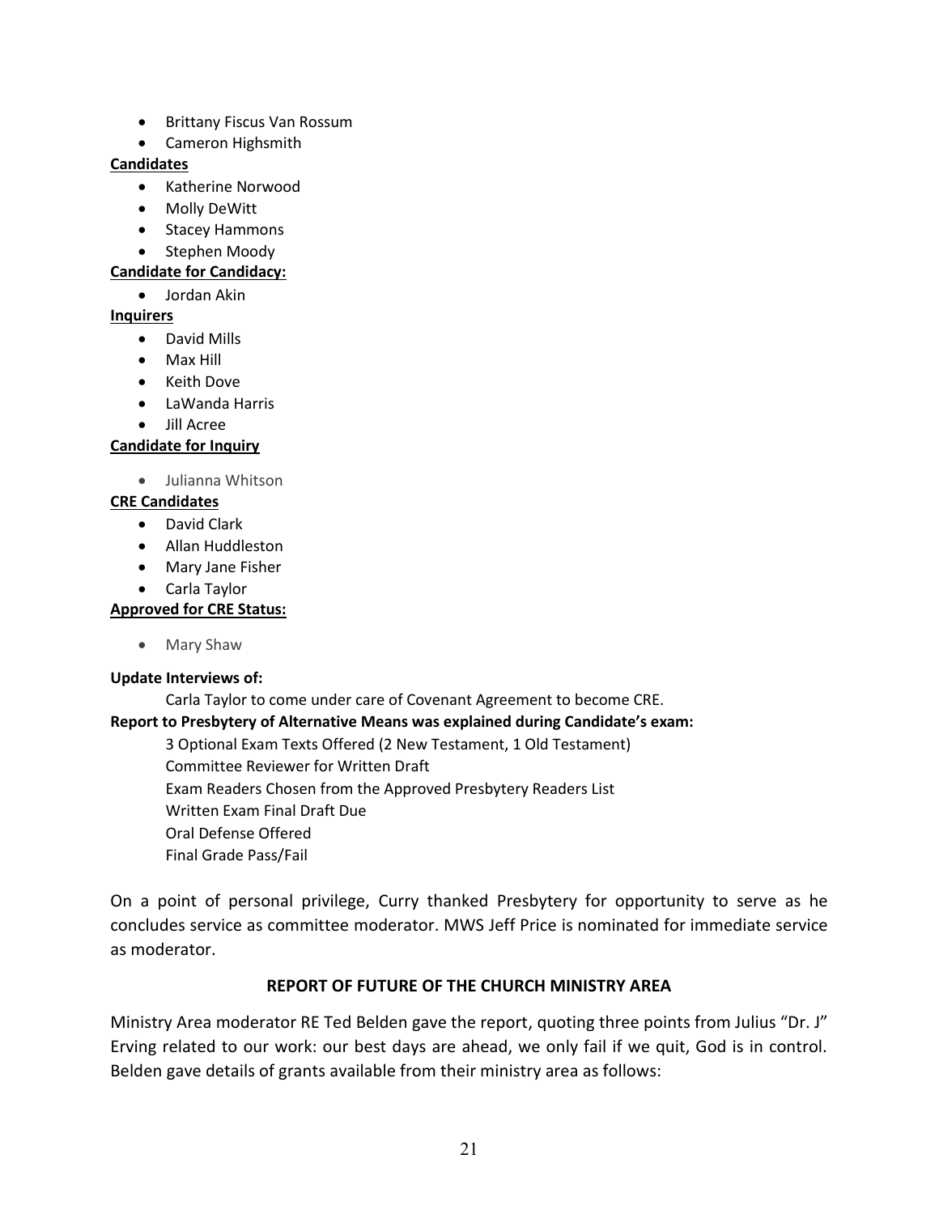- Brittany Fiscus Van Rossum
- Cameron Highsmith

**Candidates**

- Katherine Norwood
- Molly DeWitt
- Stacey Hammons
- Stephen Moody

**Candidate for Candidacy:**

- Jordan Akin

**Inquirers**

- David Mills
- Max Hill
- Keith Dove
- LaWanda Harris
- Jill Acree

**Candidate for Inquiry**

- Julianna Whitson

**CRE Candidates**

- David Clark
- Allan Huddleston
- Mary Jane Fisher
- Carla Taylor

**Approved for CRE Status:**

- Mary Shaw

**Update Interviews of:**

Carla Taylor to come under care of Covenant Agreement to become CRE.

**Report to Presbytery of Alternative Means was explained during Candidate's exam:**

3 Optional Exam Texts Offered (2 New Testament, 1 Old Testament)
Committee Reviewer for Written Draft
Exam Readers Chosen from the Approved Presbytery Readers List
Written Exam Final Draft Due
Oral Defense Offered
Final Grade Pass/Fail

On a point of personal privilege, Curry thanked Presbytery for opportunity to serve as he concludes service as committee moderator. MWS Jeff Price is nominated for immediate service as moderator.

## REPORT OF FUTURE OF THE CHURCH MINISTRY AREA

Ministry Area moderator RE Ted Belden gave the report, quoting three points from Julius "Dr. J" Erving related to our work: our best days are ahead, we only fail if we quit, God is in control. Belden gave details of grants available from their ministry area as follows: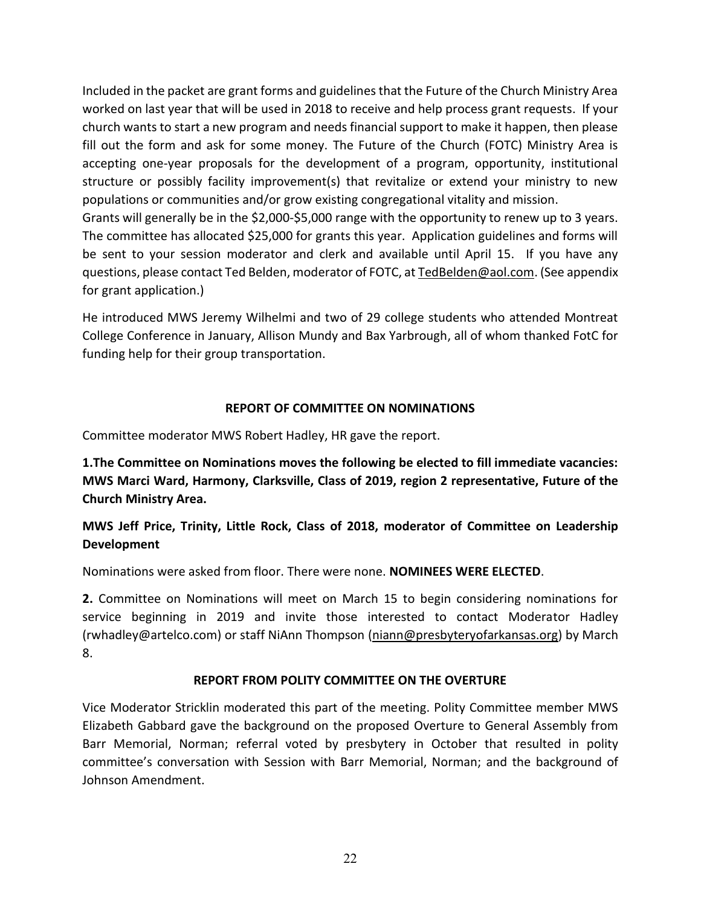Included in the packet are grant forms and guidelines that the Future of the Church Ministry Area worked on last year that will be used in 2018 to receive and help process grant requests. If your church wants to start a new program and needs financial support to make it happen, then please fill out the form and ask for some money. The Future of the Church (FOTC) Ministry Area is accepting one-year proposals for the development of a program, opportunity, institutional structure or possibly facility improvement(s) that revitalize or extend your ministry to new populations or communities and/or grow existing congregational vitality and mission.
Grants will generally be in the $2,000-$5,000 range with the opportunity to renew up to 3 years. The committee has allocated $25,000 for grants this year. Application guidelines and forms will be sent to your session moderator and clerk and available until April 15. If you have any questions, please contact Ted Belden, moderator of FOTC, at TedBelden@aol.com. (See appendix for grant application.)

He introduced MWS Jeremy Wilhelmi and two of 29 college students who attended Montreat College Conference in January, Allison Mundy and Bax Yarbrough, all of whom thanked FotC for funding help for their group transportation.

## REPORT OF COMMITTEE ON NOMINATIONS

Committee moderator MWS Robert Hadley, HR gave the report.

**1.The Committee on Nominations moves the following be elected to fill immediate vacancies: MWS Marci Ward, Harmony, Clarksville, Class of 2019, region 2 representative, Future of the Church Ministry Area.**

**MWS Jeff Price, Trinity, Little Rock, Class of 2018, moderator of Committee on Leadership Development**

Nominations were asked from floor. There were none. **NOMINEES WERE ELECTED**.

**2.** Committee on Nominations will meet on March 15 to begin considering nominations for service beginning in 2019 and invite those interested to contact Moderator Hadley (rwhadley@artelco.com) or staff NiAnn Thompson (niann@presbyteryofarkansas.org) by March 8.

## REPORT FROM POLITY COMMITTEE ON THE OVERTURE

Vice Moderator Stricklin moderated this part of the meeting. Polity Committee member MWS Elizabeth Gabbard gave the background on the proposed Overture to General Assembly from Barr Memorial, Norman; referral voted by presbytery in October that resulted in polity committee's conversation with Session with Barr Memorial, Norman; and the background of Johnson Amendment.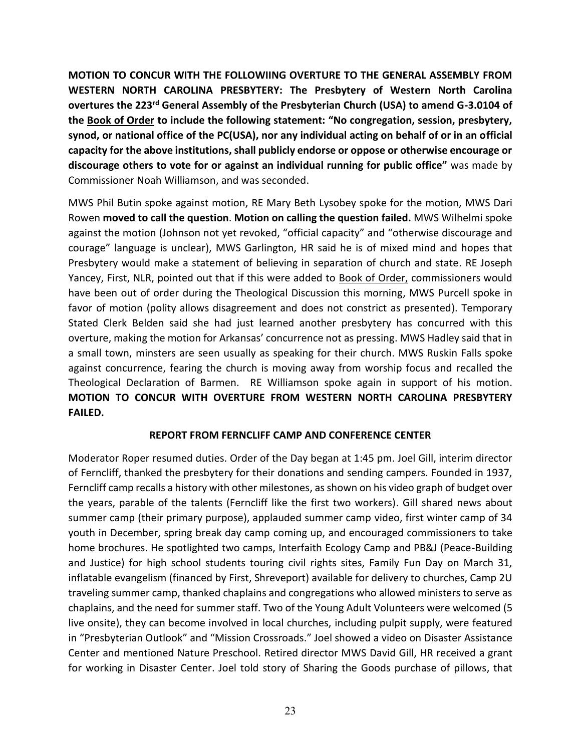**MOTION TO CONCUR WITH THE FOLLOWIING OVERTURE TO THE GENERAL ASSEMBLY FROM WESTERN NORTH CAROLINA PRESBYTERY: The Presbytery of Western North Carolina overtures the 223rd General Assembly of the Presbyterian Church (USA) to amend G-3.0104 of the <u>Book of Order</u> to include the following statement: "No congregation, session, presbytery, synod, or national office of the PC(USA), nor any individual acting on behalf of or in an official capacity for the above institutions, shall publicly endorse or oppose or otherwise encourage or discourage others to vote for or against an individual running for public office"** was made by Commissioner Noah Williamson, and was seconded.

MWS Phil Butin spoke against motion, RE Mary Beth Lysobey spoke for the motion, MWS Dari Rowen **moved to call the question**. **Motion on calling the question failed.** MWS Wilhelmi spoke against the motion (Johnson not yet revoked, "official capacity" and "otherwise discourage and courage" language is unclear), MWS Garlington, HR said he is of mixed mind and hopes that Presbytery would make a statement of believing in separation of church and state. RE Joseph Yancey, First, NLR, pointed out that if this were added to <u>Book of Order,</u> commissioners would have been out of order during the Theological Discussion this morning, MWS Purcell spoke in favor of motion (polity allows disagreement and does not constrict as presented). Temporary Stated Clerk Belden said she had just learned another presbytery has concurred with this overture, making the motion for Arkansas' concurrence not as pressing. MWS Hadley said that in a small town, minsters are seen usually as speaking for their church. MWS Ruskin Falls spoke against concurrence, fearing the church is moving away from worship focus and recalled the Theological Declaration of Barmen. RE Williamson spoke again in support of his motion. **MOTION TO CONCUR WITH OVERTURE FROM WESTERN NORTH CAROLINA PRESBYTERY FAILED.**

**REPORT FROM FERNCLIFF CAMP AND CONFERENCE CENTER**

Moderator Roper resumed duties. Order of the Day began at 1:45 pm. Joel Gill, interim director of Ferncliff, thanked the presbytery for their donations and sending campers. Founded in 1937, Ferncliff camp recalls a history with other milestones, as shown on his video graph of budget over the years, parable of the talents (Ferncliff like the first two workers). Gill shared news about summer camp (their primary purpose), applauded summer camp video, first winter camp of 34 youth in December, spring break day camp coming up, and encouraged commissioners to take home brochures. He spotlighted two camps, Interfaith Ecology Camp and PB&J (Peace-Building and Justice) for high school students touring civil rights sites, Family Fun Day on March 31, inflatable evangelism (financed by First, Shreveport) available for delivery to churches, Camp 2U traveling summer camp, thanked chaplains and congregations who allowed ministers to serve as chaplains, and the need for summer staff. Two of the Young Adult Volunteers were welcomed (5 live onsite), they can become involved in local churches, including pulpit supply, were featured in "Presbyterian Outlook" and "Mission Crossroads." Joel showed a video on Disaster Assistance Center and mentioned Nature Preschool. Retired director MWS David Gill, HR received a grant for working in Disaster Center. Joel told story of Sharing the Goods purchase of pillows, that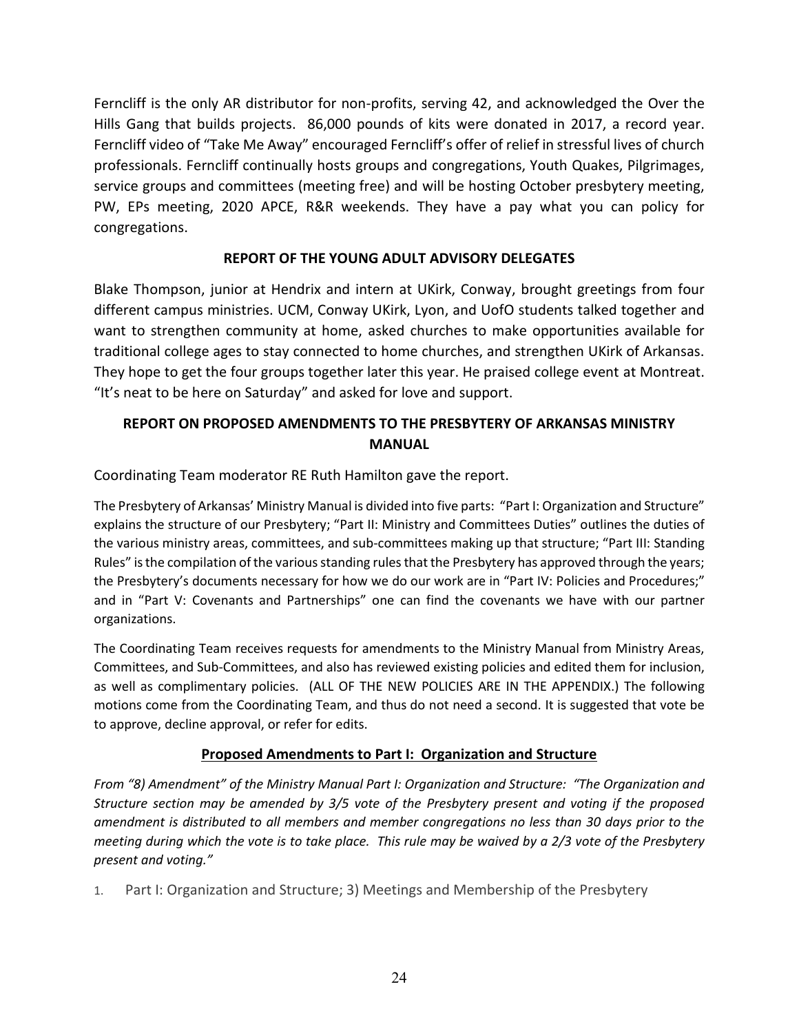Ferncliff is the only AR distributor for non-profits, serving 42, and acknowledged the Over the Hills Gang that builds projects. 86,000 pounds of kits were donated in 2017, a record year. Ferncliff video of "Take Me Away" encouraged Ferncliff's offer of relief in stressful lives of church professionals. Ferncliff continually hosts groups and congregations, Youth Quakes, Pilgrimages, service groups and committees (meeting free) and will be hosting October presbytery meeting, PW, EPs meeting, 2020 APCE, R&R weekends. They have a pay what you can policy for congregations.

## REPORT OF THE YOUNG ADULT ADVISORY DELEGATES

Blake Thompson, junior at Hendrix and intern at UKirk, Conway, brought greetings from four different campus ministries. UCM, Conway UKirk, Lyon, and UofO students talked together and want to strengthen community at home, asked churches to make opportunities available for traditional college ages to stay connected to home churches, and strengthen UKirk of Arkansas. They hope to get the four groups together later this year. He praised college event at Montreat. "It's neat to be here on Saturday" and asked for love and support.

## REPORT ON PROPOSED AMENDMENTS TO THE PRESBYTERY OF ARKANSAS MINISTRY MANUAL

Coordinating Team moderator RE Ruth Hamilton gave the report.

The Presbytery of Arkansas' Ministry Manual is divided into five parts: "Part I: Organization and Structure" explains the structure of our Presbytery; "Part II: Ministry and Committees Duties" outlines the duties of the various ministry areas, committees, and sub-committees making up that structure; "Part III: Standing Rules" is the compilation of the various standing rules that the Presbytery has approved through the years; the Presbytery's documents necessary for how we do our work are in "Part IV: Policies and Procedures;" and in "Part V: Covenants and Partnerships" one can find the covenants we have with our partner organizations.

The Coordinating Team receives requests for amendments to the Ministry Manual from Ministry Areas, Committees, and Sub-Committees, and also has reviewed existing policies and edited them for inclusion, as well as complimentary policies. (ALL OF THE NEW POLICIES ARE IN THE APPENDIX.) The following motions come from the Coordinating Team, and thus do not need a second. It is suggested that vote be to approve, decline approval, or refer for edits.

### Proposed Amendments to Part I: Organization and Structure

*From "8) Amendment" of the Ministry Manual Part I: Organization and Structure: "The Organization and Structure section may be amended by 3/5 vote of the Presbytery present and voting if the proposed amendment is distributed to all members and member congregations no less than 30 days prior to the meeting during which the vote is to take place. This rule may be waived by a 2/3 vote of the Presbytery present and voting."*

1. Part I: Organization and Structure; 3) Meetings and Membership of the Presbytery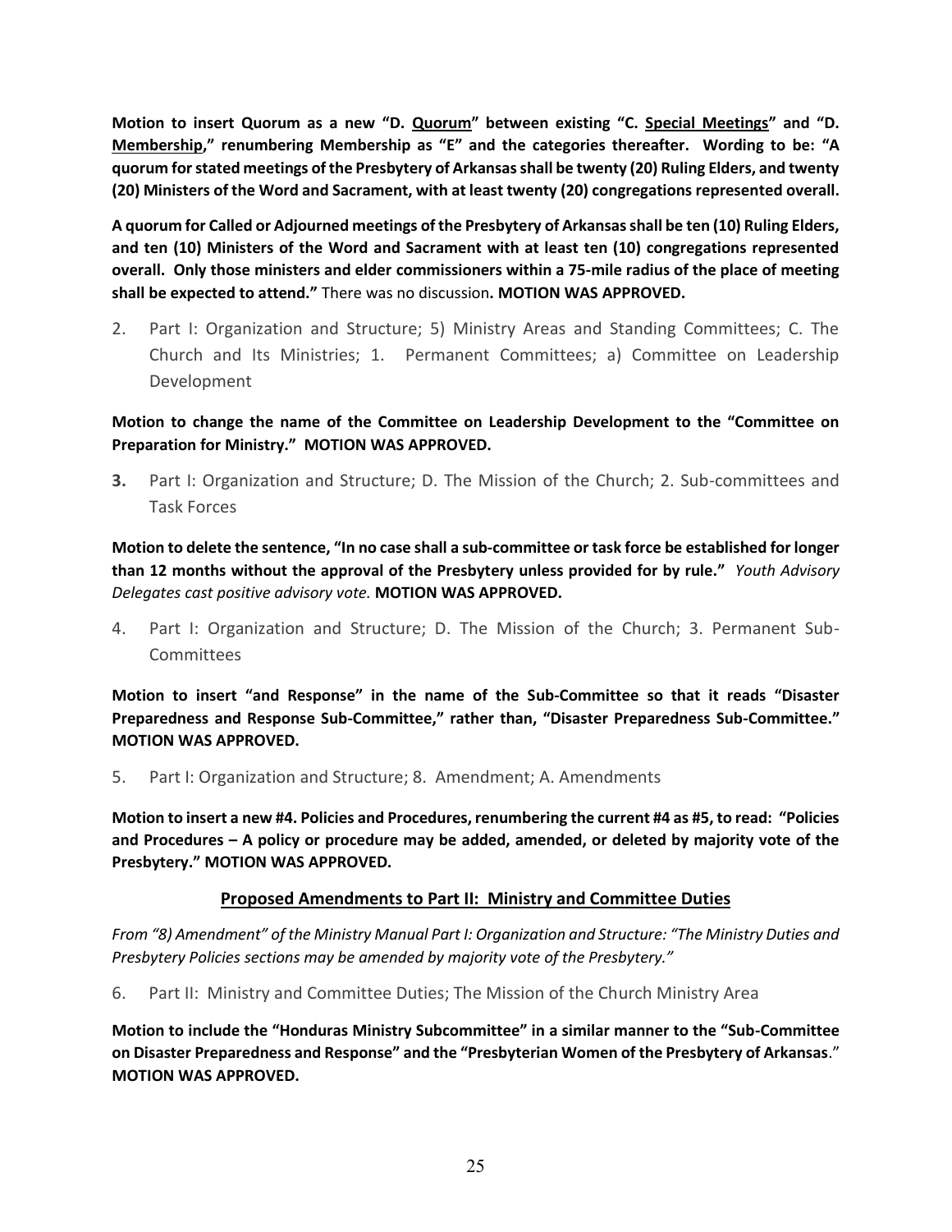**Motion to insert Quorum as a new "D. <u>Quorum</u>" between existing "C. <u>Special Meetings</u>" and "D. <u>Membership</u>," renumbering Membership as "E" and the categories thereafter. Wording to be: "A quorum for stated meetings of the Presbytery of Arkansas shall be twenty (20) Ruling Elders, and twenty (20) Ministers of the Word and Sacrament, with at least twenty (20) congregations represented overall.**

**A quorum for Called or Adjourned meetings of the Presbytery of Arkansas shall be ten (10) Ruling Elders, and ten (10) Ministers of the Word and Sacrament with at least ten (10) congregations represented overall. Only those ministers and elder commissioners within a 75-mile radius of the place of meeting shall be expected to attend."** There was no discussion**. MOTION WAS APPROVED.**

2. Part I: Organization and Structure; 5) Ministry Areas and Standing Committees; C. The Church and Its Ministries; 1. Permanent Committees; a) Committee on Leadership Development

**Motion to change the name of the Committee on Leadership Development to the "Committee on Preparation for Ministry." MOTION WAS APPROVED.**

3. Part I: Organization and Structure; D. The Mission of the Church; 2. Sub-committees and Task Forces

**Motion to delete the sentence, "In no case shall a sub-committee or task force be established for longer than 12 months without the approval of the Presbytery unless provided for by rule."** *Youth Advisory Delegates cast positive advisory vote.* **MOTION WAS APPROVED.**

4. Part I: Organization and Structure; D. The Mission of the Church; 3. Permanent Sub-Committees

**Motion to insert "and Response" in the name of the Sub-Committee so that it reads "Disaster Preparedness and Response Sub-Committee," rather than, "Disaster Preparedness Sub-Committee." MOTION WAS APPROVED.**

5. Part I: Organization and Structure; 8. Amendment; A. Amendments

**Motion to insert a new #4. Policies and Procedures, renumbering the current #4 as #5, to read: "Policies and Procedures – A policy or procedure may be added, amended, or deleted by majority vote of the Presbytery." MOTION WAS APPROVED.**

## <u>Proposed Amendments to Part II: Ministry and Committee Duties</u>

*From "8) Amendment" of the Ministry Manual Part I: Organization and Structure: "The Ministry Duties and Presbytery Policies sections may be amended by majority vote of the Presbytery."*

6. Part II: Ministry and Committee Duties; The Mission of the Church Ministry Area

**Motion to include the "Honduras Ministry Subcommittee" in a similar manner to the "Sub-Committee on Disaster Preparedness and Response" and the "Presbyterian Women of the Presbytery of Arkansas." MOTION WAS APPROVED.**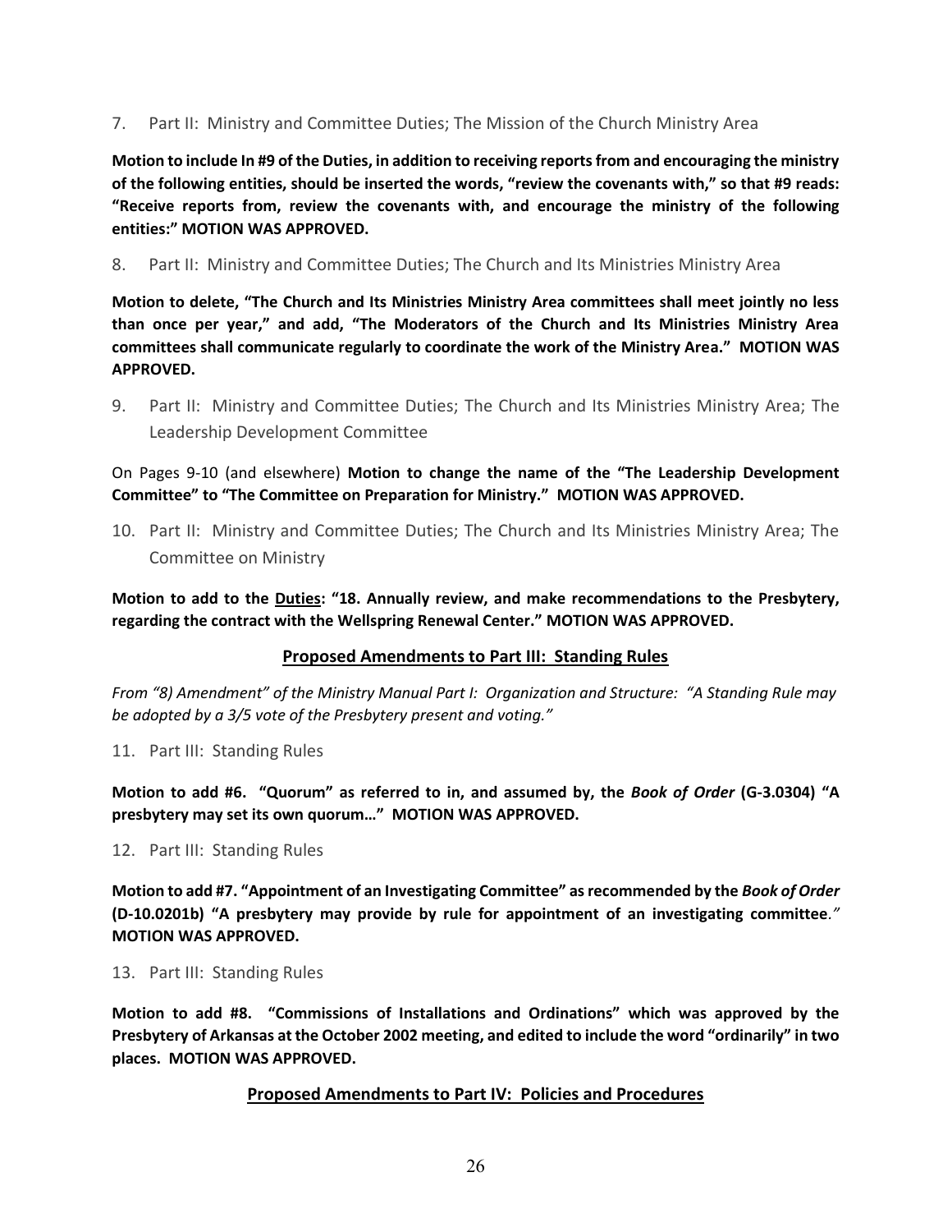7. Part II: Ministry and Committee Duties; The Mission of the Church Ministry Area

**Motion to include In #9 of the Duties, in addition to receiving reports from and encouraging the ministry of the following entities, should be inserted the words, "review the covenants with," so that #9 reads: "Receive reports from, review the covenants with, and encourage the ministry of the following entities:" MOTION WAS APPROVED.**

8. Part II: Ministry and Committee Duties; The Church and Its Ministries Ministry Area

**Motion to delete, "The Church and Its Ministries Ministry Area committees shall meet jointly no less than once per year," and add, "The Moderators of the Church and Its Ministries Ministry Area committees shall communicate regularly to coordinate the work of the Ministry Area." MOTION WAS APPROVED.**

9. Part II: Ministry and Committee Duties; The Church and Its Ministries Ministry Area; The Leadership Development Committee

On Pages 9-10 (and elsewhere) **Motion to change the name of the "The Leadership Development Committee" to "The Committee on Preparation for Ministry." MOTION WAS APPROVED.**

10. Part II: Ministry and Committee Duties; The Church and Its Ministries Ministry Area; The Committee on Ministry

**Motion to add to the <u>Duties</u>: "18. Annually review, and make recommendations to the Presbytery, regarding the contract with the Wellspring Renewal Center." MOTION WAS APPROVED.**

## <u>Proposed Amendments to Part III: Standing Rules</u>

*From "8) Amendment" of the Ministry Manual Part I: Organization and Structure: "A Standing Rule may be adopted by a 3/5 vote of the Presbytery present and voting."*

11. Part III: Standing Rules

**Motion to add #6. "Quorum" as referred to in, and assumed by, the *Book of Order* (G-3.0304) "A presbytery may set its own quorum…" MOTION WAS APPROVED.**

12. Part III: Standing Rules

**Motion to add #7. "Appointment of an Investigating Committee" as recommended by the *Book of Order* (D-10.0201b) "A presbytery may provide by rule for appointment of an investigating committee." MOTION WAS APPROVED.**

13. Part III: Standing Rules

**Motion to add #8. "Commissions of Installations and Ordinations" which was approved by the Presbytery of Arkansas at the October 2002 meeting, and edited to include the word "ordinarily" in two places. MOTION WAS APPROVED.**

## <u>Proposed Amendments to Part IV: Policies and Procedures</u>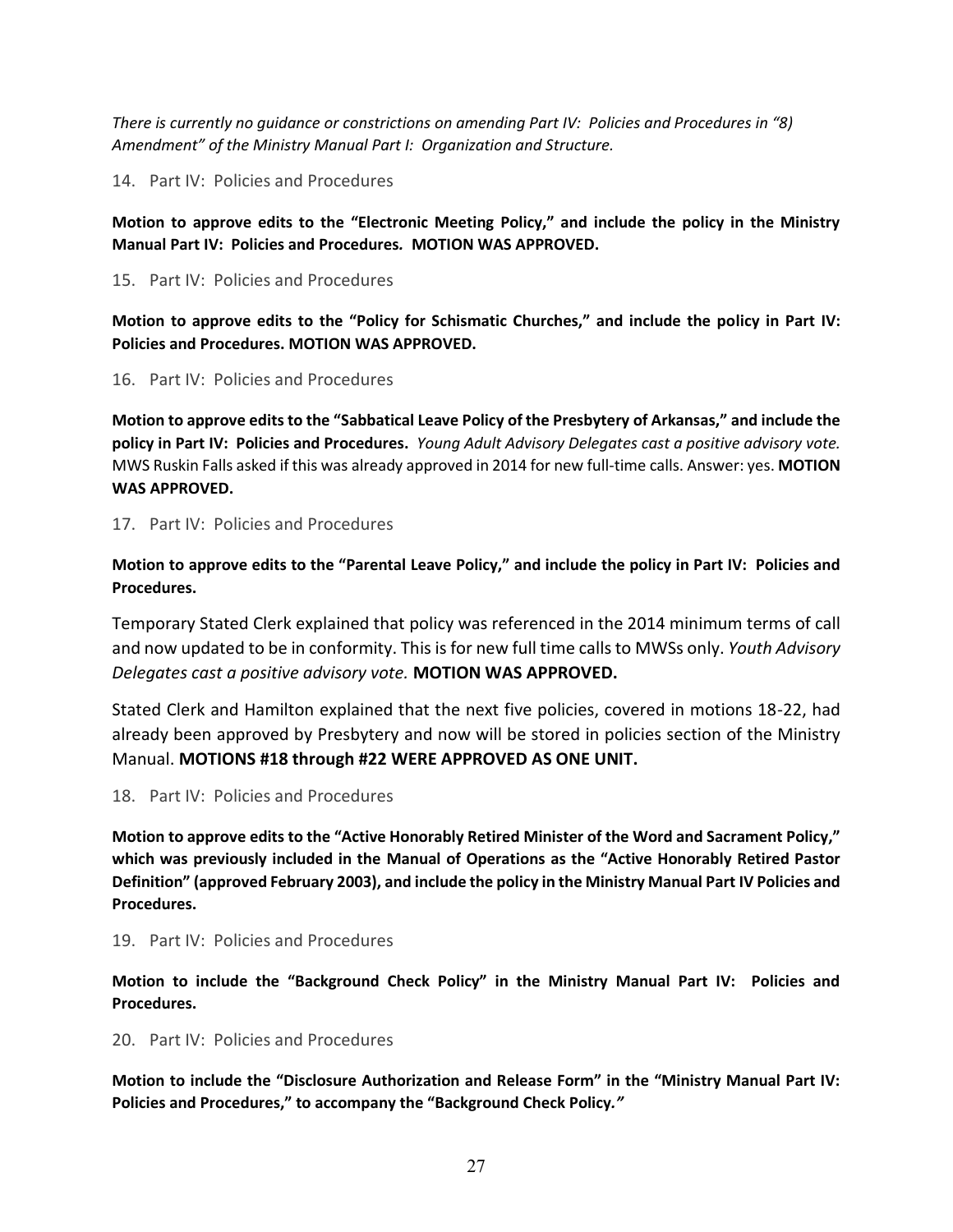*There is currently no guidance or constrictions on amending Part IV: Policies and Procedures in "8) Amendment" of the Ministry Manual Part I: Organization and Structure.*

14. Part IV: Policies and Procedures

**Motion to approve edits to the "Electronic Meeting Policy," and include the policy in the Ministry Manual Part IV: Policies and Procedures. MOTION WAS APPROVED.**

15. Part IV: Policies and Procedures

**Motion to approve edits to the "Policy for Schismatic Churches," and include the policy in Part IV: Policies and Procedures. MOTION WAS APPROVED.**

16. Part IV: Policies and Procedures

**Motion to approve edits to the "Sabbatical Leave Policy of the Presbytery of Arkansas," and include the policy in Part IV: Policies and Procedures.** *Young Adult Advisory Delegates cast a positive advisory vote.* MWS Ruskin Falls asked if this was already approved in 2014 for new full-time calls. Answer: yes. **MOTION WAS APPROVED.**

17. Part IV: Policies and Procedures

**Motion to approve edits to the "Parental Leave Policy," and include the policy in Part IV: Policies and Procedures.**

Temporary Stated Clerk explained that policy was referenced in the 2014 minimum terms of call and now updated to be in conformity. This is for new full time calls to MWSs only. *Youth Advisory Delegates cast a positive advisory vote.* **MOTION WAS APPROVED.**

Stated Clerk and Hamilton explained that the next five policies, covered in motions 18-22, had already been approved by Presbytery and now will be stored in policies section of the Ministry Manual. **MOTIONS #18 through #22 WERE APPROVED AS ONE UNIT.**

18. Part IV: Policies and Procedures

**Motion to approve edits to the "Active Honorably Retired Minister of the Word and Sacrament Policy," which was previously included in the Manual of Operations as the "Active Honorably Retired Pastor Definition" (approved February 2003), and include the policy in the Ministry Manual Part IV Policies and Procedures.**

19. Part IV: Policies and Procedures

**Motion to include the "Background Check Policy" in the Ministry Manual Part IV: Policies and Procedures.**

20. Part IV: Policies and Procedures

**Motion to include the "Disclosure Authorization and Release Form" in the "Ministry Manual Part IV: Policies and Procedures," to accompany the "Background Check Policy."**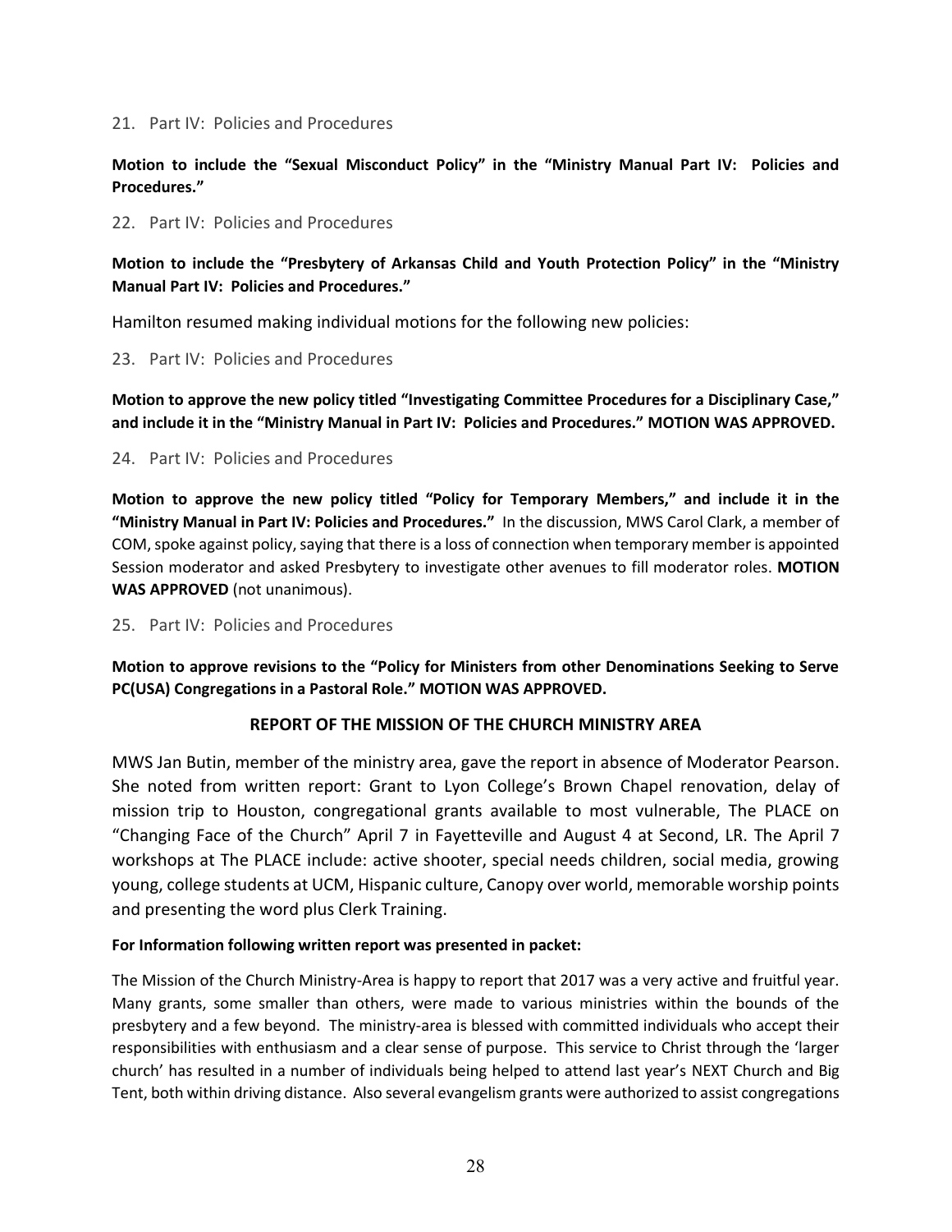21. Part IV: Policies and Procedures

**Motion to include the "Sexual Misconduct Policy" in the "Ministry Manual Part IV: Policies and Procedures."**

22. Part IV: Policies and Procedures

**Motion to include the "Presbytery of Arkansas Child and Youth Protection Policy" in the "Ministry Manual Part IV: Policies and Procedures."**

Hamilton resumed making individual motions for the following new policies:

23. Part IV: Policies and Procedures

**Motion to approve the new policy titled "Investigating Committee Procedures for a Disciplinary Case," and include it in the "Ministry Manual in Part IV: Policies and Procedures." MOTION WAS APPROVED.**

24. Part IV: Policies and Procedures

**Motion to approve the new policy titled "Policy for Temporary Members," and include it in the "Ministry Manual in Part IV: Policies and Procedures."** In the discussion, MWS Carol Clark, a member of COM, spoke against policy, saying that there is a loss of connection when temporary member is appointed Session moderator and asked Presbytery to investigate other avenues to fill moderator roles. **MOTION WAS APPROVED** (not unanimous).

25. Part IV: Policies and Procedures

**Motion to approve revisions to the "Policy for Ministers from other Denominations Seeking to Serve PC(USA) Congregations in a Pastoral Role." MOTION WAS APPROVED.**

## REPORT OF THE MISSION OF THE CHURCH MINISTRY AREA

MWS Jan Butin, member of the ministry area, gave the report in absence of Moderator Pearson. She noted from written report: Grant to Lyon College's Brown Chapel renovation, delay of mission trip to Houston, congregational grants available to most vulnerable, The PLACE on "Changing Face of the Church" April 7 in Fayetteville and August 4 at Second, LR. The April 7 workshops at The PLACE include: active shooter, special needs children, social media, growing young, college students at UCM, Hispanic culture, Canopy over world, memorable worship points and presenting the word plus Clerk Training.

**For Information following written report was presented in packet:**

The Mission of the Church Ministry-Area is happy to report that 2017 was a very active and fruitful year. Many grants, some smaller than others, were made to various ministries within the bounds of the presbytery and a few beyond. The ministry-area is blessed with committed individuals who accept their responsibilities with enthusiasm and a clear sense of purpose. This service to Christ through the 'larger church' has resulted in a number of individuals being helped to attend last year's NEXT Church and Big Tent, both within driving distance. Also several evangelism grants were authorized to assist congregations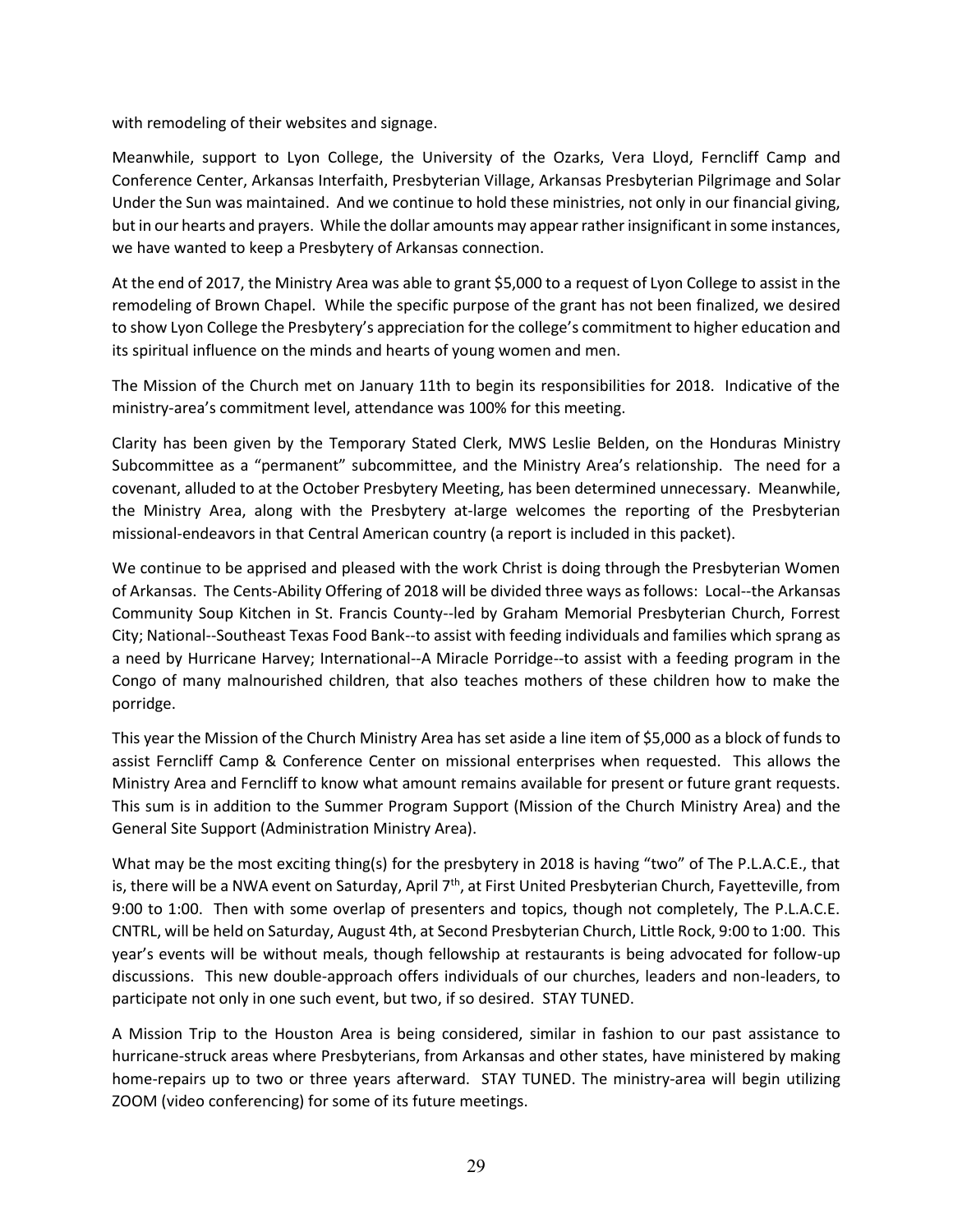with remodeling of their websites and signage.

Meanwhile, support to Lyon College, the University of the Ozarks, Vera Lloyd, Ferncliff Camp and Conference Center, Arkansas Interfaith, Presbyterian Village, Arkansas Presbyterian Pilgrimage and Solar Under the Sun was maintained. And we continue to hold these ministries, not only in our financial giving, but in our hearts and prayers. While the dollar amounts may appear rather insignificant in some instances, we have wanted to keep a Presbytery of Arkansas connection.

At the end of 2017, the Ministry Area was able to grant $5,000 to a request of Lyon College to assist in the remodeling of Brown Chapel. While the specific purpose of the grant has not been finalized, we desired to show Lyon College the Presbytery's appreciation for the college's commitment to higher education and its spiritual influence on the minds and hearts of young women and men.

The Mission of the Church met on January 11th to begin its responsibilities for 2018. Indicative of the ministry-area's commitment level, attendance was 100% for this meeting.

Clarity has been given by the Temporary Stated Clerk, MWS Leslie Belden, on the Honduras Ministry Subcommittee as a "permanent" subcommittee, and the Ministry Area's relationship. The need for a covenant, alluded to at the October Presbytery Meeting, has been determined unnecessary. Meanwhile, the Ministry Area, along with the Presbytery at-large welcomes the reporting of the Presbyterian missional-endeavors in that Central American country (a report is included in this packet).

We continue to be apprised and pleased with the work Christ is doing through the Presbyterian Women of Arkansas. The Cents-Ability Offering of 2018 will be divided three ways as follows: Local--the Arkansas Community Soup Kitchen in St. Francis County--led by Graham Memorial Presbyterian Church, Forrest City; National--Southeast Texas Food Bank--to assist with feeding individuals and families which sprang as a need by Hurricane Harvey; International--A Miracle Porridge--to assist with a feeding program in the Congo of many malnourished children, that also teaches mothers of these children how to make the porridge.

This year the Mission of the Church Ministry Area has set aside a line item of $5,000 as a block of funds to assist Ferncliff Camp & Conference Center on missional enterprises when requested. This allows the Ministry Area and Ferncliff to know what amount remains available for present or future grant requests. This sum is in addition to the Summer Program Support (Mission of the Church Ministry Area) and the General Site Support (Administration Ministry Area).

What may be the most exciting thing(s) for the presbytery in 2018 is having "two" of The P.L.A.C.E., that is, there will be a NWA event on Saturday, April 7th, at First United Presbyterian Church, Fayetteville, from 9:00 to 1:00. Then with some overlap of presenters and topics, though not completely, The P.L.A.C.E. CNTRL, will be held on Saturday, August 4th, at Second Presbyterian Church, Little Rock, 9:00 to 1:00. This year's events will be without meals, though fellowship at restaurants is being advocated for follow-up discussions. This new double-approach offers individuals of our churches, leaders and non-leaders, to participate not only in one such event, but two, if so desired. STAY TUNED.

A Mission Trip to the Houston Area is being considered, similar in fashion to our past assistance to hurricane-struck areas where Presbyterians, from Arkansas and other states, have ministered by making home-repairs up to two or three years afterward. STAY TUNED. The ministry-area will begin utilizing ZOOM (video conferencing) for some of its future meetings.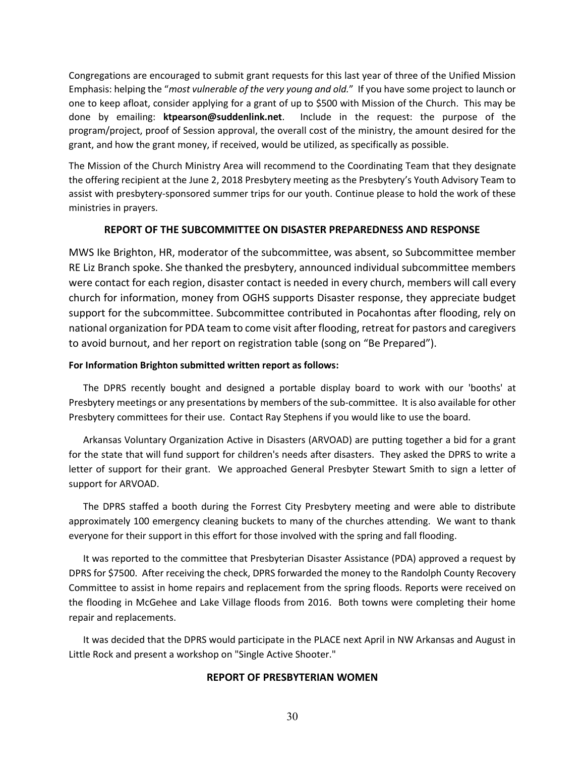Congregations are encouraged to submit grant requests for this last year of three of the Unified Mission Emphasis: helping the "*most vulnerable of the very young and old.*" If you have some project to launch or one to keep afloat, consider applying for a grant of up to $500 with Mission of the Church. This may be done by emailing: **ktpearson@suddenlink.net**. Include in the request: the purpose of the program/project, proof of Session approval, the overall cost of the ministry, the amount desired for the grant, and how the grant money, if received, would be utilized, as specifically as possible.

The Mission of the Church Ministry Area will recommend to the Coordinating Team that they designate the offering recipient at the June 2, 2018 Presbytery meeting as the Presbytery's Youth Advisory Team to assist with presbytery-sponsored summer trips for our youth. Continue please to hold the work of these ministries in prayers.

## REPORT OF THE SUBCOMMITTEE ON DISASTER PREPAREDNESS AND RESPONSE

MWS Ike Brighton, HR, moderator of the subcommittee, was absent, so Subcommittee member RE Liz Branch spoke. She thanked the presbytery, announced individual subcommittee members were contact for each region, disaster contact is needed in every church, members will call every church for information, money from OGHS supports Disaster response, they appreciate budget support for the subcommittee. Subcommittee contributed in Pocahontas after flooding, rely on national organization for PDA team to come visit after flooding, retreat for pastors and caregivers to avoid burnout, and her report on registration table (song on "Be Prepared").

**For Information Brighton submitted written report as follows:**

The DPRS recently bought and designed a portable display board to work with our 'booths' at Presbytery meetings or any presentations by members of the sub-committee. It is also available for other Presbytery committees for their use. Contact Ray Stephens if you would like to use the board.

Arkansas Voluntary Organization Active in Disasters (ARVOAD) are putting together a bid for a grant for the state that will fund support for children's needs after disasters. They asked the DPRS to write a letter of support for their grant. We approached General Presbyter Stewart Smith to sign a letter of support for ARVOAD.

The DPRS staffed a booth during the Forrest City Presbytery meeting and were able to distribute approximately 100 emergency cleaning buckets to many of the churches attending. We want to thank everyone for their support in this effort for those involved with the spring and fall flooding.

It was reported to the committee that Presbyterian Disaster Assistance (PDA) approved a request by DPRS for $7500. After receiving the check, DPRS forwarded the money to the Randolph County Recovery Committee to assist in home repairs and replacement from the spring floods. Reports were received on the flooding in McGehee and Lake Village floods from 2016. Both towns were completing their home repair and replacements.

It was decided that the DPRS would participate in the PLACE next April in NW Arkansas and August in Little Rock and present a workshop on "Single Active Shooter."

## REPORT OF PRESBYTERIAN WOMEN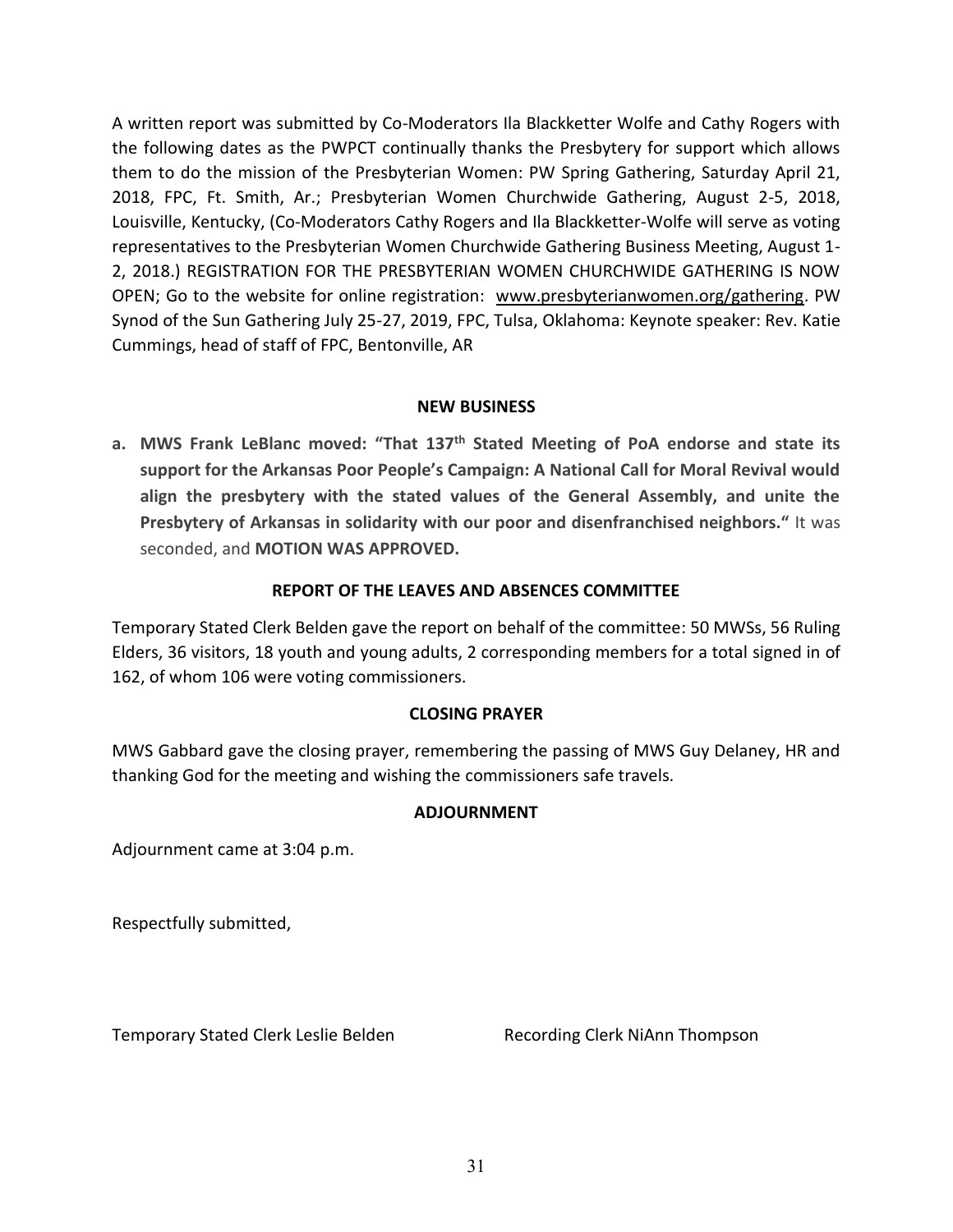A written report was submitted by Co-Moderators Ila Blackketter Wolfe and Cathy Rogers with the following dates as the PWPCT continually thanks the Presbytery for support which allows them to do the mission of the Presbyterian Women: PW Spring Gathering, Saturday April 21, 2018, FPC, Ft. Smith, Ar.; Presbyterian Women Churchwide Gathering, August 2-5, 2018, Louisville, Kentucky, (Co-Moderators Cathy Rogers and Ila Blackketter-Wolfe will serve as voting representatives to the Presbyterian Women Churchwide Gathering Business Meeting, August 1-2, 2018.) REGISTRATION FOR THE PRESBYTERIAN WOMEN CHURCHWIDE GATHERING IS NOW OPEN; Go to the website for online registration: www.presbyterianwomen.org/gathering. PW Synod of the Sun Gathering July 25-27, 2019, FPC, Tulsa, Oklahoma: Keynote speaker: Rev. Katie Cummings, head of staff of FPC, Bentonville, AR

## NEW BUSINESS

a. **MWS Frank LeBlanc moved: "That 137th Stated Meeting of PoA endorse and state its support for the Arkansas Poor People's Campaign: A National Call for Moral Revival would align the presbytery with the stated values of the General Assembly, and unite the Presbytery of Arkansas in solidarity with our poor and disenfranchised neighbors."** It was seconded, and **MOTION WAS APPROVED.**

## REPORT OF THE LEAVES AND ABSENCES COMMITTEE

Temporary Stated Clerk Belden gave the report on behalf of the committee: 50 MWSs, 56 Ruling Elders, 36 visitors, 18 youth and young adults, 2 corresponding members for a total signed in of 162, of whom 106 were voting commissioners.

## CLOSING PRAYER

MWS Gabbard gave the closing prayer, remembering the passing of MWS Guy Delaney, HR and thanking God for the meeting and wishing the commissioners safe travels.

## ADJOURNMENT

Adjournment came at 3:04 p.m.

Respectfully submitted,

Temporary Stated Clerk Leslie Belden Recording Clerk NiAnn Thompson